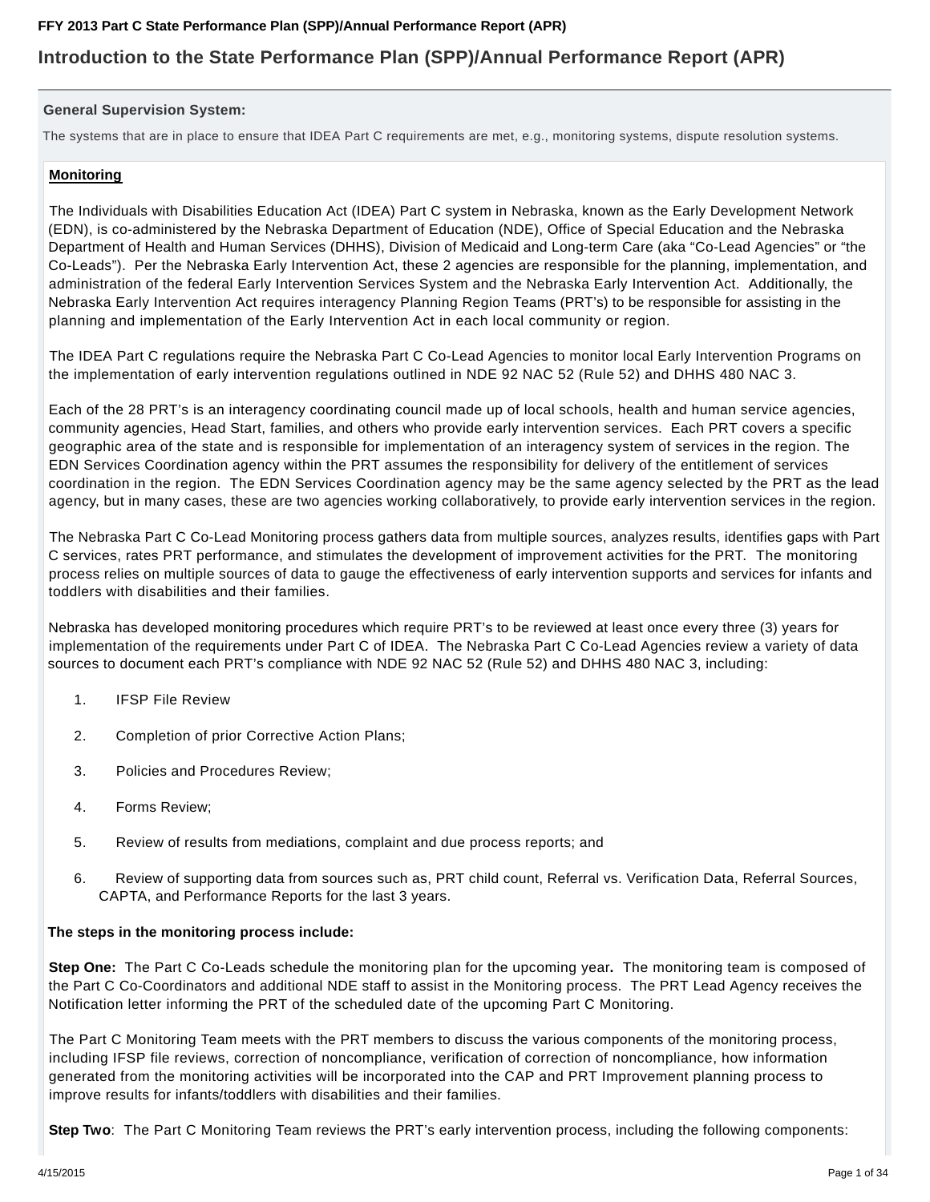# Introduction to the State Performance Plan (SPP)/Annual Performance Report (APR)

**General Supervision System:**

The systems that are in place to ensure that IDEA Part C requirements are met, e.g., monitoring systems, dispute resolution systems.

**Monitoring**

The Individuals with Disabilities Education Act (IDEA) Part C system in Nebraska, known as the Early Development Network (EDN), is co-administered by the Nebraska Department of Education (NDE), Office of Special Education and the Nebraska Department of Health and Human Services (DHHS), Division of Medicaid and Long-term Care (aka "Co-Lead Agencies" or "the Co-Leads"). Per the Nebraska Early Intervention Act, these 2 agencies are responsible for the planning, implementation, and administration of the federal Early Intervention Services System and the Nebraska Early Intervention Act. Additionally, the Nebraska Early Intervention Act requires interagency Planning Region Teams (PRT's) to be responsible for assisting in the planning and implementation of the Early Intervention Act in each local community or region.

The IDEA Part C regulations require the Nebraska Part C Co-Lead Agencies to monitor local Early Intervention Programs on the implementation of early intervention regulations outlined in NDE 92 NAC 52 (Rule 52) and DHHS 480 NAC 3.

Each of the 28 PRT's is an interagency coordinating council made up of local schools, health and human service agencies, community agencies, Head Start, families, and others who provide early intervention services. Each PRT covers a specific geographic area of the state and is responsible for implementation of an interagency system of services in the region. The EDN Services Coordination agency within the PRT assumes the responsibility for delivery of the entitlement of services coordination in the region. The EDN Services Coordination agency may be the same agency selected by the PRT as the lead agency, but in many cases, these are two agencies working collaboratively, to provide early intervention services in the region.

The Nebraska Part C Co-Lead Monitoring process gathers data from multiple sources, analyzes results, identifies gaps with Part C services, rates PRT performance, and stimulates the development of improvement activities for the PRT. The monitoring process relies on multiple sources of data to gauge the effectiveness of early intervention supports and services for infants and toddlers with disabilities and their families.

Nebraska has developed monitoring procedures which require PRT's to be reviewed at least once every three (3) years for implementation of the requirements under Part C of IDEA. The Nebraska Part C Co-Lead Agencies review a variety of data sources to document each PRT's compliance with NDE 92 NAC 52 (Rule 52) and DHHS 480 NAC 3, including:

1. IFSP File Review
2. Completion of prior Corrective Action Plans;
3. Policies and Procedures Review;
4. Forms Review;
5. Review of results from mediations, complaint and due process reports; and
6. Review of supporting data from sources such as, PRT child count, Referral vs. Verification Data, Referral Sources, CAPTA, and Performance Reports for the last 3 years.

**The steps in the monitoring process include:**

**Step One:** The Part C Co-Leads schedule the monitoring plan for the upcoming year**.** The monitoring team is composed of the Part C Co-Coordinators and additional NDE staff to assist in the Monitoring process. The PRT Lead Agency receives the Notification letter informing the PRT of the scheduled date of the upcoming Part C Monitoring.

The Part C Monitoring Team meets with the PRT members to discuss the various components of the monitoring process, including IFSP file reviews, correction of noncompliance, verification of correction of noncompliance, how information generated from the monitoring activities will be incorporated into the CAP and PRT Improvement planning process to improve results for infants/toddlers with disabilities and their families.

**Step Two**: The Part C Monitoring Team reviews the PRT's early intervention process, including the following components: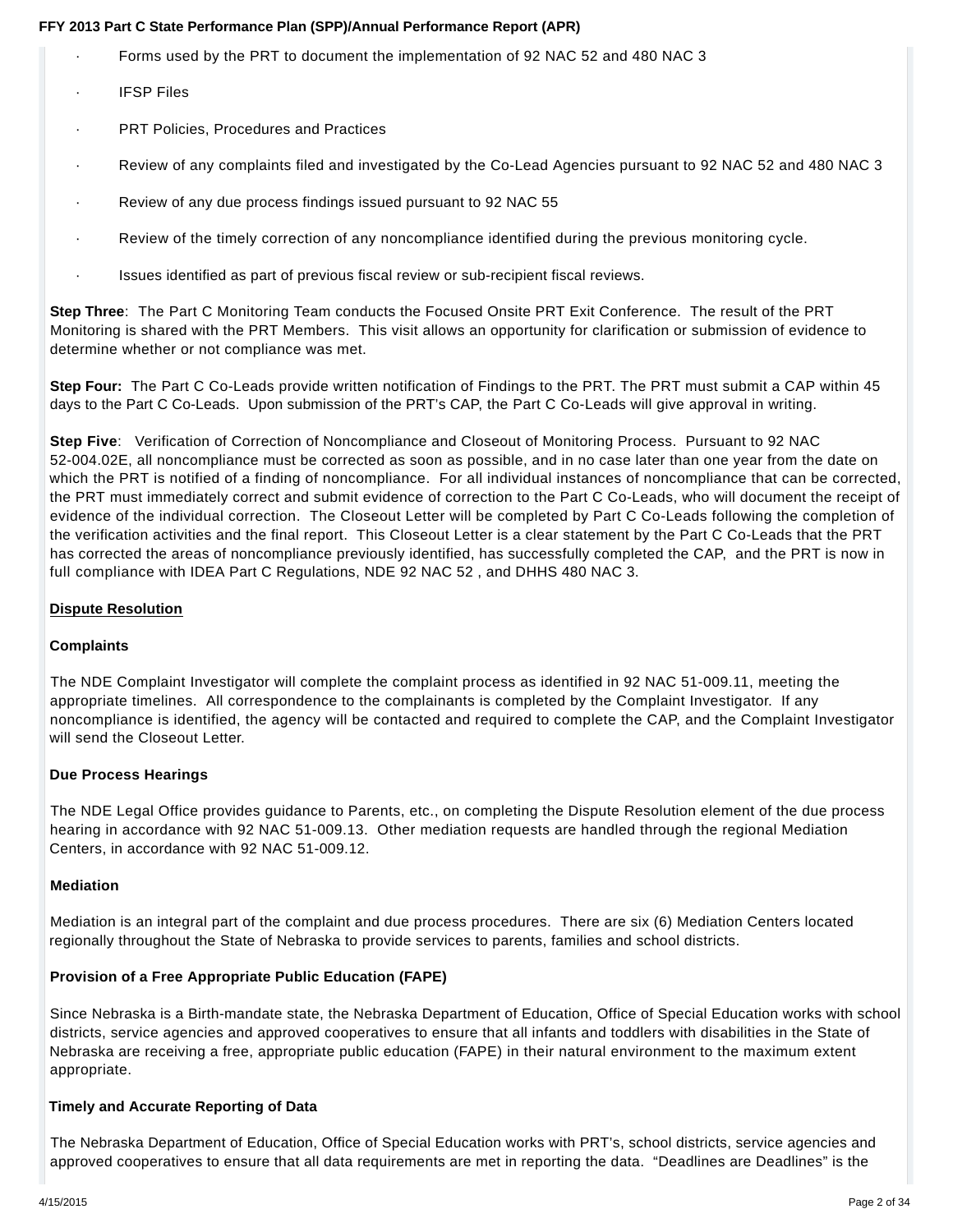- Forms used by the PRT to document the implementation of 92 NAC 52 and 480 NAC 3
- IFSP Files
- PRT Policies, Procedures and Practices
- Review of any complaints filed and investigated by the Co-Lead Agencies pursuant to 92 NAC 52 and 480 NAC 3
- Review of any due process findings issued pursuant to 92 NAC 55
- Review of the timely correction of any noncompliance identified during the previous monitoring cycle.
- Issues identified as part of previous fiscal review or sub-recipient fiscal reviews.

**Step Three**: The Part C Monitoring Team conducts the Focused Onsite PRT Exit Conference. The result of the PRT Monitoring is shared with the PRT Members. This visit allows an opportunity for clarification or submission of evidence to determine whether or not compliance was met.

**Step Four:** The Part C Co-Leads provide written notification of Findings to the PRT. The PRT must submit a CAP within 45 days to the Part C Co-Leads. Upon submission of the PRT's CAP, the Part C Co-Leads will give approval in writing.

**Step Five**: Verification of Correction of Noncompliance and Closeout of Monitoring Process. Pursuant to 92 NAC 52-004.02E, all noncompliance must be corrected as soon as possible, and in no case later than one year from the date on which the PRT is notified of a finding of noncompliance. For all individual instances of noncompliance that can be corrected, the PRT must immediately correct and submit evidence of correction to the Part C Co-Leads, who will document the receipt of evidence of the individual correction. The Closeout Letter will be completed by Part C Co-Leads following the completion of the verification activities and the final report. This Closeout Letter is a clear statement by the Part C Co-Leads that the PRT has corrected the areas of noncompliance previously identified, has successfully completed the CAP, and the PRT is now in full compliance with IDEA Part C Regulations, NDE 92 NAC 52 , and DHHS 480 NAC 3.

**Dispute Resolution**

**Complaints**

The NDE Complaint Investigator will complete the complaint process as identified in 92 NAC 51-009.11, meeting the appropriate timelines. All correspondence to the complainants is completed by the Complaint Investigator. If any noncompliance is identified, the agency will be contacted and required to complete the CAP, and the Complaint Investigator will send the Closeout Letter.

**Due Process Hearings**

The NDE Legal Office provides guidance to Parents, etc., on completing the Dispute Resolution element of the due process hearing in accordance with 92 NAC 51-009.13. Other mediation requests are handled through the regional Mediation Centers, in accordance with 92 NAC 51-009.12.

**Mediation**

Mediation is an integral part of the complaint and due process procedures. There are six (6) Mediation Centers located regionally throughout the State of Nebraska to provide services to parents, families and school districts.

**Provision of a Free Appropriate Public Education (FAPE)**

Since Nebraska is a Birth-mandate state, the Nebraska Department of Education, Office of Special Education works with school districts, service agencies and approved cooperatives to ensure that all infants and toddlers with disabilities in the State of Nebraska are receiving a free, appropriate public education (FAPE) in their natural environment to the maximum extent appropriate.

**Timely and Accurate Reporting of Data**

The Nebraska Department of Education, Office of Special Education works with PRT's, school districts, service agencies and approved cooperatives to ensure that all data requirements are met in reporting the data. "Deadlines are Deadlines" is the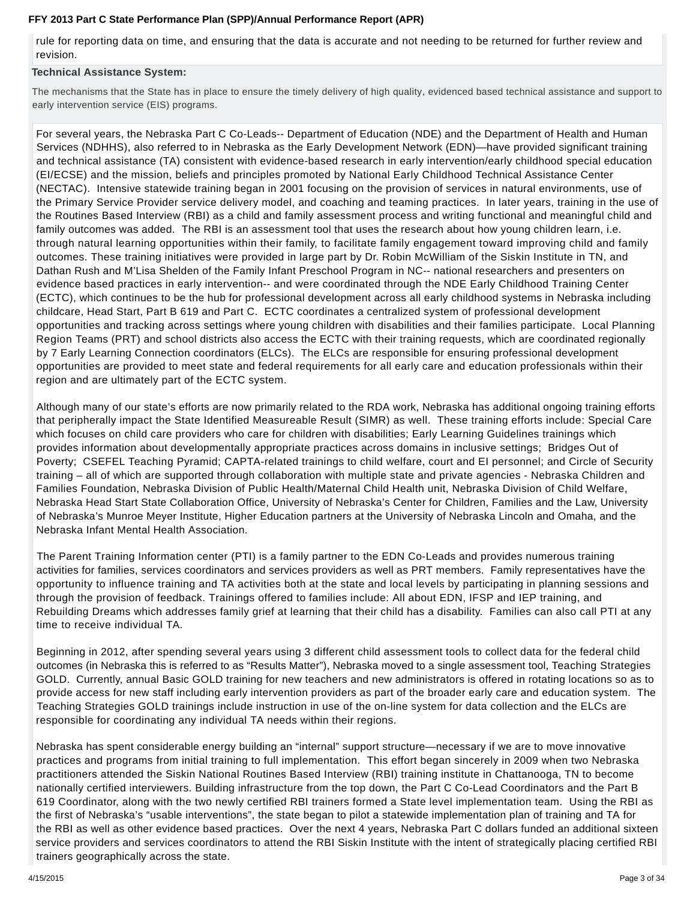rule for reporting data on time, and ensuring that the data is accurate and not needing to be returned for further review and revision.

**Technical Assistance System:**

The mechanisms that the State has in place to ensure the timely delivery of high quality, evidenced based technical assistance and support to early intervention service (EIS) programs.

For several years, the Nebraska Part C Co-Leads-- Department of Education (NDE) and the Department of Health and Human Services (NDHHS), also referred to in Nebraska as the Early Development Network (EDN)—have provided significant training and technical assistance (TA) consistent with evidence-based research in early intervention/early childhood special education (EI/ECSE) and the mission, beliefs and principles promoted by National Early Childhood Technical Assistance Center (NECTAC). Intensive statewide training began in 2001 focusing on the provision of services in natural environments, use of the Primary Service Provider service delivery model, and coaching and teaming practices. In later years, training in the use of the Routines Based Interview (RBI) as a child and family assessment process and writing functional and meaningful child and family outcomes was added. The RBI is an assessment tool that uses the research about how young children learn, i.e. through natural learning opportunities within their family, to facilitate family engagement toward improving child and family outcomes. These training initiatives were provided in large part by Dr. Robin McWilliam of the Siskin Institute in TN, and Dathan Rush and M'Lisa Shelden of the Family Infant Preschool Program in NC-- national researchers and presenters on evidence based practices in early intervention-- and were coordinated through the NDE Early Childhood Training Center (ECTC), which continues to be the hub for professional development across all early childhood systems in Nebraska including childcare, Head Start, Part B 619 and Part C. ECTC coordinates a centralized system of professional development opportunities and tracking across settings where young children with disabilities and their families participate. Local Planning Region Teams (PRT) and school districts also access the ECTC with their training requests, which are coordinated regionally by 7 Early Learning Connection coordinators (ELCs). The ELCs are responsible for ensuring professional development opportunities are provided to meet state and federal requirements for all early care and education professionals within their region and are ultimately part of the ECTC system.

Although many of our state's efforts are now primarily related to the RDA work, Nebraska has additional ongoing training efforts that peripherally impact the State Identified Measureable Result (SIMR) as well. These training efforts include: Special Care which focuses on child care providers who care for children with disabilities; Early Learning Guidelines trainings which provides information about developmentally appropriate practices across domains in inclusive settings; Bridges Out of Poverty; CSEFEL Teaching Pyramid; CAPTA-related trainings to child welfare, court and EI personnel; and Circle of Security training – all of which are supported through collaboration with multiple state and private agencies - Nebraska Children and Families Foundation, Nebraska Division of Public Health/Maternal Child Health unit, Nebraska Division of Child Welfare, Nebraska Head Start State Collaboration Office, University of Nebraska's Center for Children, Families and the Law, University of Nebraska's Munroe Meyer Institute, Higher Education partners at the University of Nebraska Lincoln and Omaha, and the Nebraska Infant Mental Health Association.

The Parent Training Information center (PTI) is a family partner to the EDN Co-Leads and provides numerous training activities for families, services coordinators and services providers as well as PRT members. Family representatives have the opportunity to influence training and TA activities both at the state and local levels by participating in planning sessions and through the provision of feedback. Trainings offered to families include: All about EDN, IFSP and IEP training, and Rebuilding Dreams which addresses family grief at learning that their child has a disability. Families can also call PTI at any time to receive individual TA.

Beginning in 2012, after spending several years using 3 different child assessment tools to collect data for the federal child outcomes (in Nebraska this is referred to as "Results Matter"), Nebraska moved to a single assessment tool, Teaching Strategies GOLD. Currently, annual Basic GOLD training for new teachers and new administrators is offered in rotating locations so as to provide access for new staff including early intervention providers as part of the broader early care and education system. The Teaching Strategies GOLD trainings include instruction in use of the on-line system for data collection and the ELCs are responsible for coordinating any individual TA needs within their regions.

Nebraska has spent considerable energy building an "internal" support structure—necessary if we are to move innovative practices and programs from initial training to full implementation. This effort began sincerely in 2009 when two Nebraska practitioners attended the Siskin National Routines Based Interview (RBI) training institute in Chattanooga, TN to become nationally certified interviewers. Building infrastructure from the top down, the Part C Co-Lead Coordinators and the Part B 619 Coordinator, along with the two newly certified RBI trainers formed a State level implementation team. Using the RBI as the first of Nebraska's "usable interventions", the state began to pilot a statewide implementation plan of training and TA for the RBI as well as other evidence based practices. Over the next 4 years, Nebraska Part C dollars funded an additional sixteen service providers and services coordinators to attend the RBI Siskin Institute with the intent of strategically placing certified RBI trainers geographically across the state.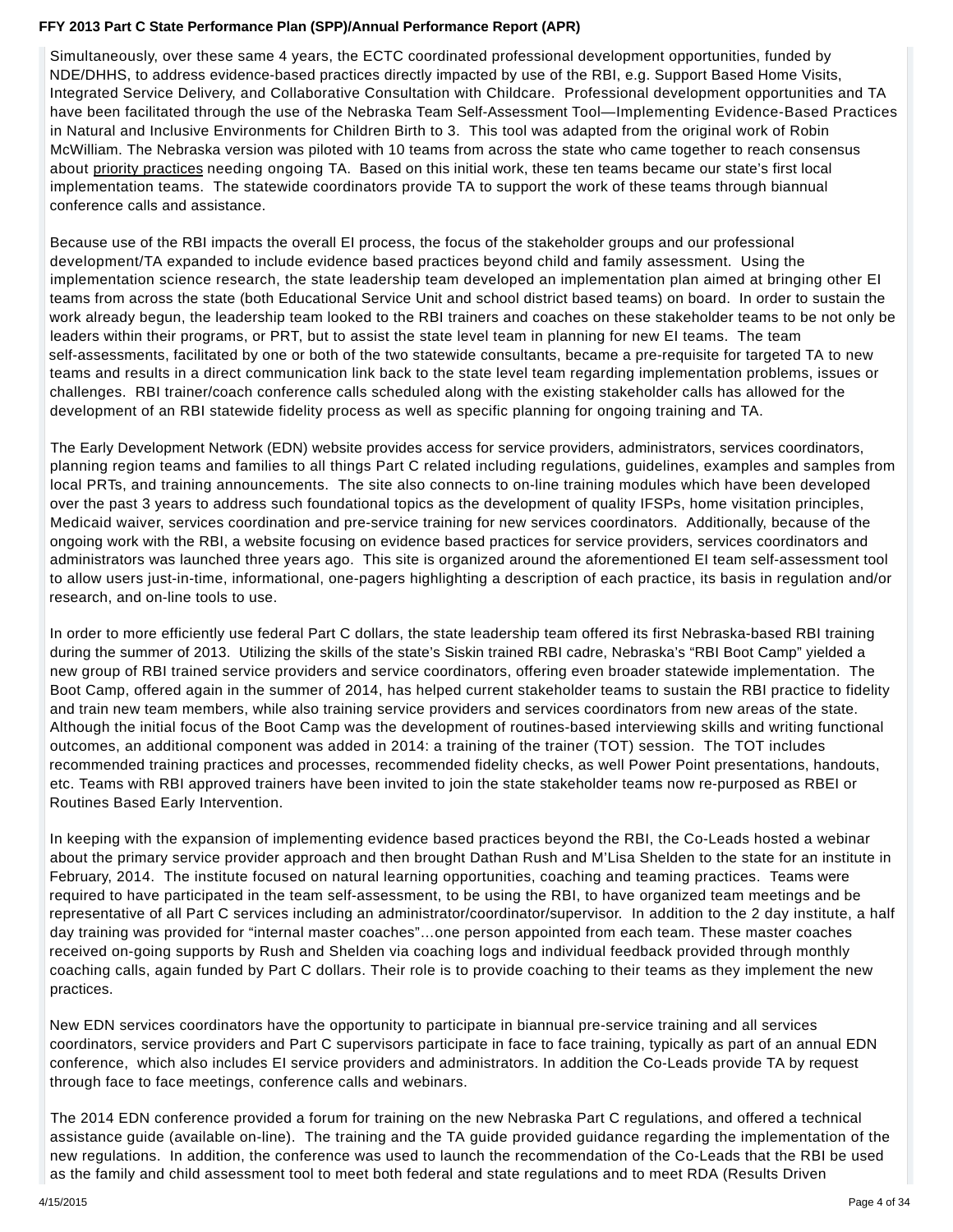Simultaneously, over these same 4 years, the ECTC coordinated professional development opportunities, funded by NDE/DHHS, to address evidence-based practices directly impacted by use of the RBI, e.g. Support Based Home Visits, Integrated Service Delivery, and Collaborative Consultation with Childcare. Professional development opportunities and TA have been facilitated through the use of the Nebraska Team Self-Assessment Tool—Implementing Evidence-Based Practices in Natural and Inclusive Environments for Children Birth to 3. This tool was adapted from the original work of Robin McWilliam. The Nebraska version was piloted with 10 teams from across the state who came together to reach consensus about priority practices needing ongoing TA. Based on this initial work, these ten teams became our state's first local implementation teams. The statewide coordinators provide TA to support the work of these teams through biannual conference calls and assistance.

Because use of the RBI impacts the overall EI process, the focus of the stakeholder groups and our professional development/TA expanded to include evidence based practices beyond child and family assessment. Using the implementation science research, the state leadership team developed an implementation plan aimed at bringing other EI teams from across the state (both Educational Service Unit and school district based teams) on board. In order to sustain the work already begun, the leadership team looked to the RBI trainers and coaches on these stakeholder teams to be not only be leaders within their programs, or PRT, but to assist the state level team in planning for new EI teams. The team self-assessments, facilitated by one or both of the two statewide consultants, became a pre-requisite for targeted TA to new teams and results in a direct communication link back to the state level team regarding implementation problems, issues or challenges. RBI trainer/coach conference calls scheduled along with the existing stakeholder calls has allowed for the development of an RBI statewide fidelity process as well as specific planning for ongoing training and TA.

The Early Development Network (EDN) website provides access for service providers, administrators, services coordinators, planning region teams and families to all things Part C related including regulations, guidelines, examples and samples from local PRTs, and training announcements. The site also connects to on-line training modules which have been developed over the past 3 years to address such foundational topics as the development of quality IFSPs, home visitation principles, Medicaid waiver, services coordination and pre-service training for new services coordinators. Additionally, because of the ongoing work with the RBI, a website focusing on evidence based practices for service providers, services coordinators and administrators was launched three years ago. This site is organized around the aforementioned EI team self-assessment tool to allow users just-in-time, informational, one-pagers highlighting a description of each practice, its basis in regulation and/or research, and on-line tools to use.

In order to more efficiently use federal Part C dollars, the state leadership team offered its first Nebraska-based RBI training during the summer of 2013. Utilizing the skills of the state's Siskin trained RBI cadre, Nebraska's "RBI Boot Camp" yielded a new group of RBI trained service providers and service coordinators, offering even broader statewide implementation. The Boot Camp, offered again in the summer of 2014, has helped current stakeholder teams to sustain the RBI practice to fidelity and train new team members, while also training service providers and services coordinators from new areas of the state. Although the initial focus of the Boot Camp was the development of routines-based interviewing skills and writing functional outcomes, an additional component was added in 2014: a training of the trainer (TOT) session. The TOT includes recommended training practices and processes, recommended fidelity checks, as well Power Point presentations, handouts, etc. Teams with RBI approved trainers have been invited to join the state stakeholder teams now re-purposed as RBEI or Routines Based Early Intervention.

In keeping with the expansion of implementing evidence based practices beyond the RBI, the Co-Leads hosted a webinar about the primary service provider approach and then brought Dathan Rush and M'Lisa Shelden to the state for an institute in February, 2014. The institute focused on natural learning opportunities, coaching and teaming practices. Teams were required to have participated in the team self-assessment, to be using the RBI, to have organized team meetings and be representative of all Part C services including an administrator/coordinator/supervisor. In addition to the 2 day institute, a half day training was provided for "internal master coaches"…one person appointed from each team. These master coaches received on-going supports by Rush and Shelden via coaching logs and individual feedback provided through monthly coaching calls, again funded by Part C dollars. Their role is to provide coaching to their teams as they implement the new practices.

New EDN services coordinators have the opportunity to participate in biannual pre-service training and all services coordinators, service providers and Part C supervisors participate in face to face training, typically as part of an annual EDN conference, which also includes EI service providers and administrators. In addition the Co-Leads provide TA by request through face to face meetings, conference calls and webinars.

The 2014 EDN conference provided a forum for training on the new Nebraska Part C regulations, and offered a technical assistance guide (available on-line). The training and the TA guide provided guidance regarding the implementation of the new regulations. In addition, the conference was used to launch the recommendation of the Co-Leads that the RBI be used as the family and child assessment tool to meet both federal and state regulations and to meet RDA (Results Driven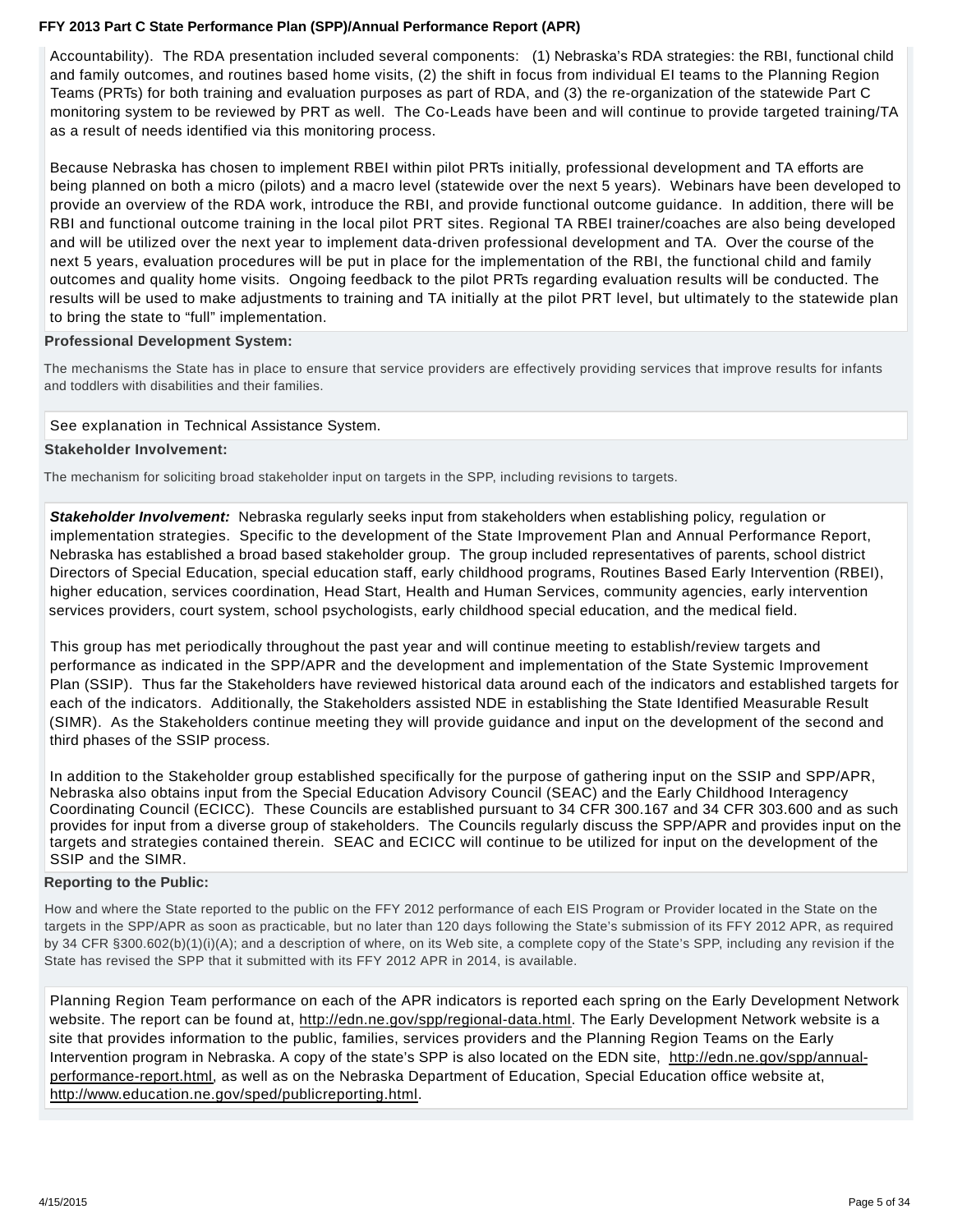Accountability). The RDA presentation included several components: (1) Nebraska's RDA strategies: the RBI, functional child and family outcomes, and routines based home visits, (2) the shift in focus from individual EI teams to the Planning Region Teams (PRTs) for both training and evaluation purposes as part of RDA, and (3) the re-organization of the statewide Part C monitoring system to be reviewed by PRT as well. The Co-Leads have been and will continue to provide targeted training/TA as a result of needs identified via this monitoring process.

Because Nebraska has chosen to implement RBEI within pilot PRTs initially, professional development and TA efforts are being planned on both a micro (pilots) and a macro level (statewide over the next 5 years). Webinars have been developed to provide an overview of the RDA work, introduce the RBI, and provide functional outcome guidance. In addition, there will be RBI and functional outcome training in the local pilot PRT sites. Regional TA RBEI trainer/coaches are also being developed and will be utilized over the next year to implement data-driven professional development and TA. Over the course of the next 5 years, evaluation procedures will be put in place for the implementation of the RBI, the functional child and family outcomes and quality home visits. Ongoing feedback to the pilot PRTs regarding evaluation results will be conducted. The results will be used to make adjustments to training and TA initially at the pilot PRT level, but ultimately to the statewide plan to bring the state to "full" implementation.

**Professional Development System:**

The mechanisms the State has in place to ensure that service providers are effectively providing services that improve results for infants and toddlers with disabilities and their families.

See explanation in Technical Assistance System.

**Stakeholder Involvement:**

The mechanism for soliciting broad stakeholder input on targets in the SPP, including revisions to targets.

***Stakeholder Involvement:*** Nebraska regularly seeks input from stakeholders when establishing policy, regulation or implementation strategies. Specific to the development of the State Improvement Plan and Annual Performance Report, Nebraska has established a broad based stakeholder group. The group included representatives of parents, school district Directors of Special Education, special education staff, early childhood programs, Routines Based Early Intervention (RBEI), higher education, services coordination, Head Start, Health and Human Services, community agencies, early intervention services providers, court system, school psychologists, early childhood special education, and the medical field.

This group has met periodically throughout the past year and will continue meeting to establish/review targets and performance as indicated in the SPP/APR and the development and implementation of the State Systemic Improvement Plan (SSIP). Thus far the Stakeholders have reviewed historical data around each of the indicators and established targets for each of the indicators. Additionally, the Stakeholders assisted NDE in establishing the State Identified Measurable Result (SIMR). As the Stakeholders continue meeting they will provide guidance and input on the development of the second and third phases of the SSIP process.

In addition to the Stakeholder group established specifically for the purpose of gathering input on the SSIP and SPP/APR, Nebraska also obtains input from the Special Education Advisory Council (SEAC) and the Early Childhood Interagency Coordinating Council (ECICC). These Councils are established pursuant to 34 CFR 300.167 and 34 CFR 303.600 and as such provides for input from a diverse group of stakeholders. The Councils regularly discuss the SPP/APR and provides input on the targets and strategies contained therein. SEAC and ECICC will continue to be utilized for input on the development of the SSIP and the SIMR.

**Reporting to the Public:**

How and where the State reported to the public on the FFY 2012 performance of each EIS Program or Provider located in the State on the targets in the SPP/APR as soon as practicable, but no later than 120 days following the State's submission of its FFY 2012 APR, as required by 34 CFR §300.602(b)(1)(i)(A); and a description of where, on its Web site, a complete copy of the State's SPP, including any revision if the State has revised the SPP that it submitted with its FFY 2012 APR in 2014, is available.

Planning Region Team performance on each of the APR indicators is reported each spring on the Early Development Network website. The report can be found at, http://edn.ne.gov/spp/regional-data.html. The Early Development Network website is a site that provides information to the public, families, services providers and the Planning Region Teams on the Early Intervention program in Nebraska. A copy of the state's SPP is also located on the EDN site, http://edn.ne.gov/spp/annual-performance-report.html, as well as on the Nebraska Department of Education, Special Education office website at, http://www.education.ne.gov/sped/publicreporting.html.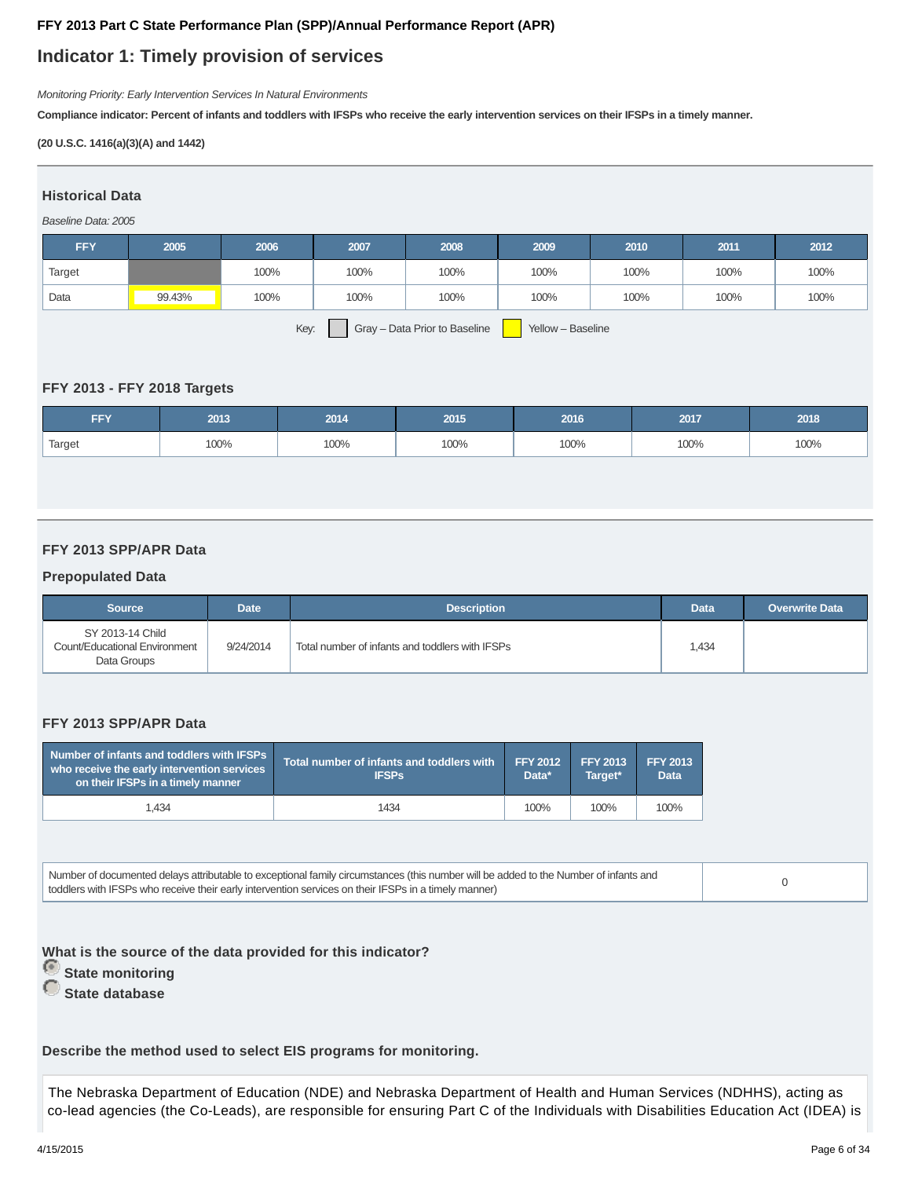**FFY 2013 Part C State Performance Plan (SPP)/Annual Performance Report (APR)**

# Indicator 1: Timely provision of services

*Monitoring Priority: Early Intervention Services In Natural Environments*

**Compliance indicator: Percent of infants and toddlers with IFSPs who receive the early intervention services on their IFSPs in a timely manner.**

**(20 U.S.C. 1416(a)(3)(A) and 1442)**

## Historical Data

*Baseline Data: 2005*

| FFY | 2005 | 2006 | 2007 | 2008 | 2009 | 2010 | 2011 | 2012 |
|---|---|---|---|---|---|---|---|---|
| Target | | 100% | 100% | 100% | 100% | 100% | 100% | 100% |
| Data | 99.43% | 100% | 100% | 100% | 100% | 100% | 100% | 100% |

Key: Gray – Data Prior to Baseline | Yellow – Baseline

## FFY 2013 - FFY 2018 Targets

| FFY | 2013 | 2014 | 2015 | 2016 | 2017 | 2018 |
|---|---|---|---|---|---|---|
| Target | 100% | 100% | 100% | 100% | 100% | 100% |

## FFY 2013 SPP/APR Data

### Prepopulated Data

| Source | Date | Description | Data | Overwrite Data |
|---|---|---|---|---|
| SY 2013-14 Child Count/Educational Environment Data Groups | 9/24/2014 | Total number of infants and toddlers with IFSPs | 1,434 | |

## FFY 2013 SPP/APR Data

| Number of infants and toddlers with IFSPs who receive the early intervention services on their IFSPs in a timely manner | Total number of infants and toddlers with IFSPs | FFY 2012 Data* | FFY 2013 Target* | FFY 2013 Data |
|---|---|---|---|---|
| 1,434 | 1434 | 100% | 100% | 100% |

| Number of documented delays attributable to exceptional family circumstances (this number will be added to the Number of infants and toddlers with IFSPs who receive their early intervention services on their IFSPs in a timely manner) | 0 |
|---|---|

**What is the source of the data provided for this indicator?**

- **State monitoring** (selected)
- **State database**

**Describe the method used to select EIS programs for monitoring.**

The Nebraska Department of Education (NDE) and Nebraska Department of Health and Human Services (NDHHS), acting as co-lead agencies (the Co-Leads), are responsible for ensuring Part C of the Individuals with Disabilities Education Act (IDEA) is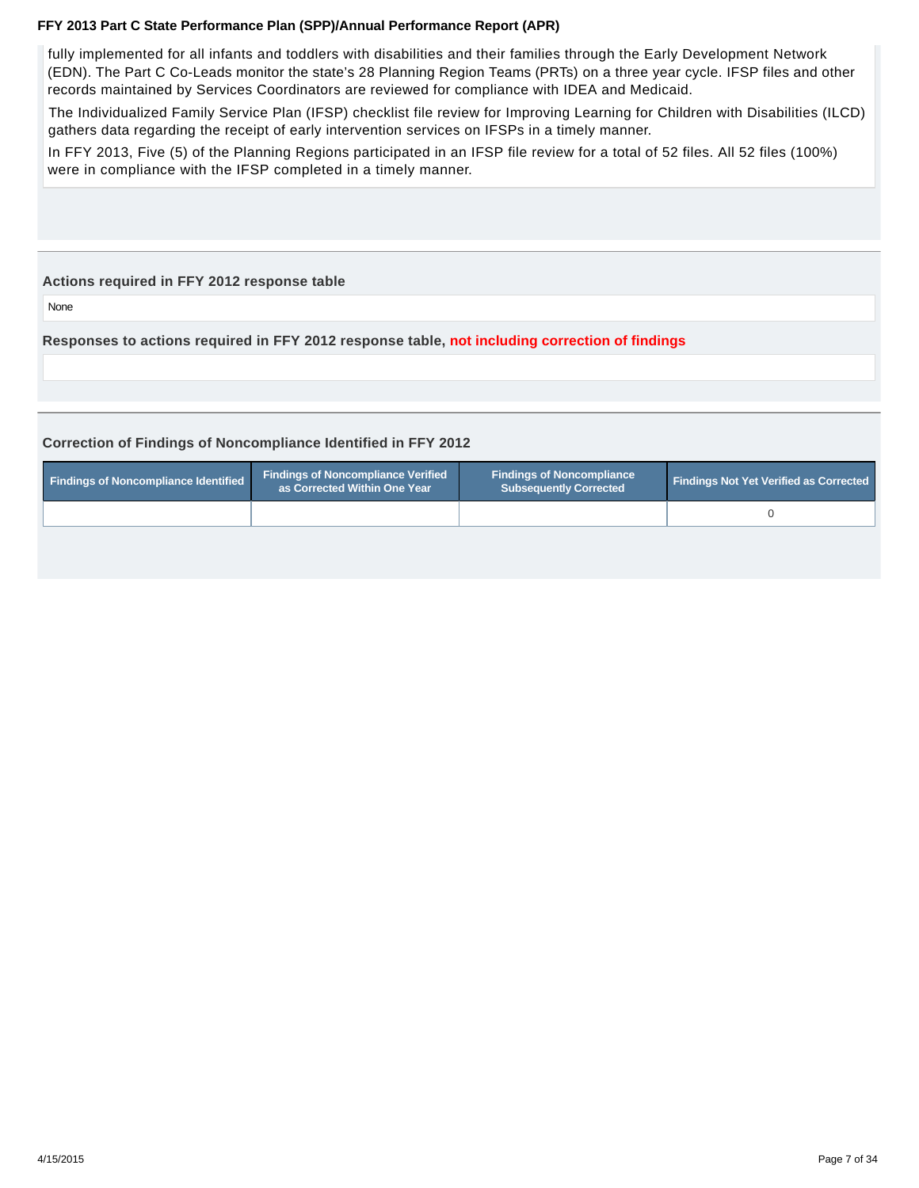fully implemented for all infants and toddlers with disabilities and their families through the Early Development Network (EDN). The Part C Co-Leads monitor the state's 28 Planning Region Teams (PRTs) on a three year cycle. IFSP files and other records maintained by Services Coordinators are reviewed for compliance with IDEA and Medicaid.

The Individualized Family Service Plan (IFSP) checklist file review for Improving Learning for Children with Disabilities (ILCD) gathers data regarding the receipt of early intervention services on IFSPs in a timely manner.

In FFY 2013, Five (5) of the Planning Regions participated in an IFSP file review for a total of 52 files. All 52 files (100%) were in compliance with the IFSP completed in a timely manner.

### Actions required in FFY 2012 response table

None

### Responses to actions required in FFY 2012 response table, not including correction of findings

### Correction of Findings of Noncompliance Identified in FFY 2012

| Findings of Noncompliance Identified | Findings of Noncompliance Verified as Corrected Within One Year | Findings of Noncompliance Subsequently Corrected | Findings Not Yet Verified as Corrected |
|---|---|---|---|
| | | | 0 |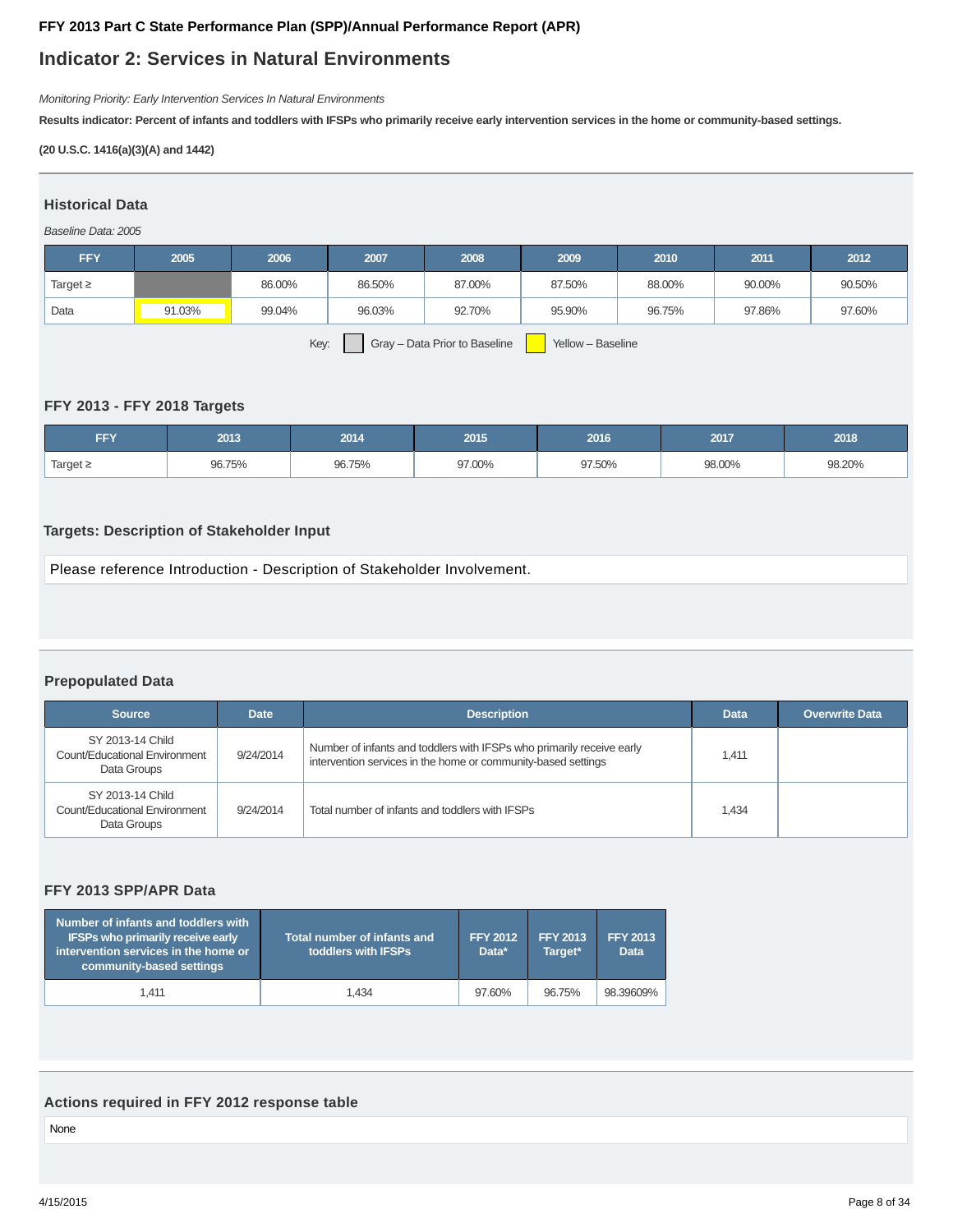**FFY 2013 Part C State Performance Plan (SPP)/Annual Performance Report (APR)**

# Indicator 2: Services in Natural Environments

*Monitoring Priority: Early Intervention Services In Natural Environments*

**Results indicator: Percent of infants and toddlers with IFSPs who primarily receive early intervention services in the home or community-based settings.**

**(20 U.S.C. 1416(a)(3)(A) and 1442)**

## Historical Data

*Baseline Data: 2005*

| FFY | 2005 | 2006 | 2007 | 2008 | 2009 | 2010 | 2011 | 2012 |
|---|---|---|---|---|---|---|---|---|
| Target ≥ | | 86.00% | 86.50% | 87.00% | 87.50% | 88.00% | 90.00% | 90.50% |
| Data | 91.03% | 99.04% | 96.03% | 92.70% | 95.90% | 96.75% | 97.86% | 97.60% |

Key: Gray – Data Prior to Baseline   Yellow – Baseline

## FFY 2013 - FFY 2018 Targets

| FFY | 2013 | 2014 | 2015 | 2016 | 2017 | 2018 |
|---|---|---|---|---|---|---|
| Target ≥ | 96.75% | 96.75% | 97.00% | 97.50% | 98.00% | 98.20% |

## Targets: Description of Stakeholder Input

Please reference Introduction - Description of Stakeholder Involvement.

## Prepopulated Data

| Source | Date | Description | Data | Overwrite Data |
|---|---|---|---|---|
| SY 2013-14 Child Count/Educational Environment Data Groups | 9/24/2014 | Number of infants and toddlers with IFSPs who primarily receive early intervention services in the home or community-based settings | 1,411 | |
| SY 2013-14 Child Count/Educational Environment Data Groups | 9/24/2014 | Total number of infants and toddlers with IFSPs | 1,434 | |

## FFY 2013 SPP/APR Data

| Number of infants and toddlers with IFSPs who primarily receive early intervention services in the home or community-based settings | Total number of infants and toddlers with IFSPs | FFY 2012 Data* | FFY 2013 Target* | FFY 2013 Data |
|---|---|---|---|---|
| 1,411 | 1,434 | 97.60% | 96.75% | 98.39609% |

## Actions required in FFY 2012 response table

None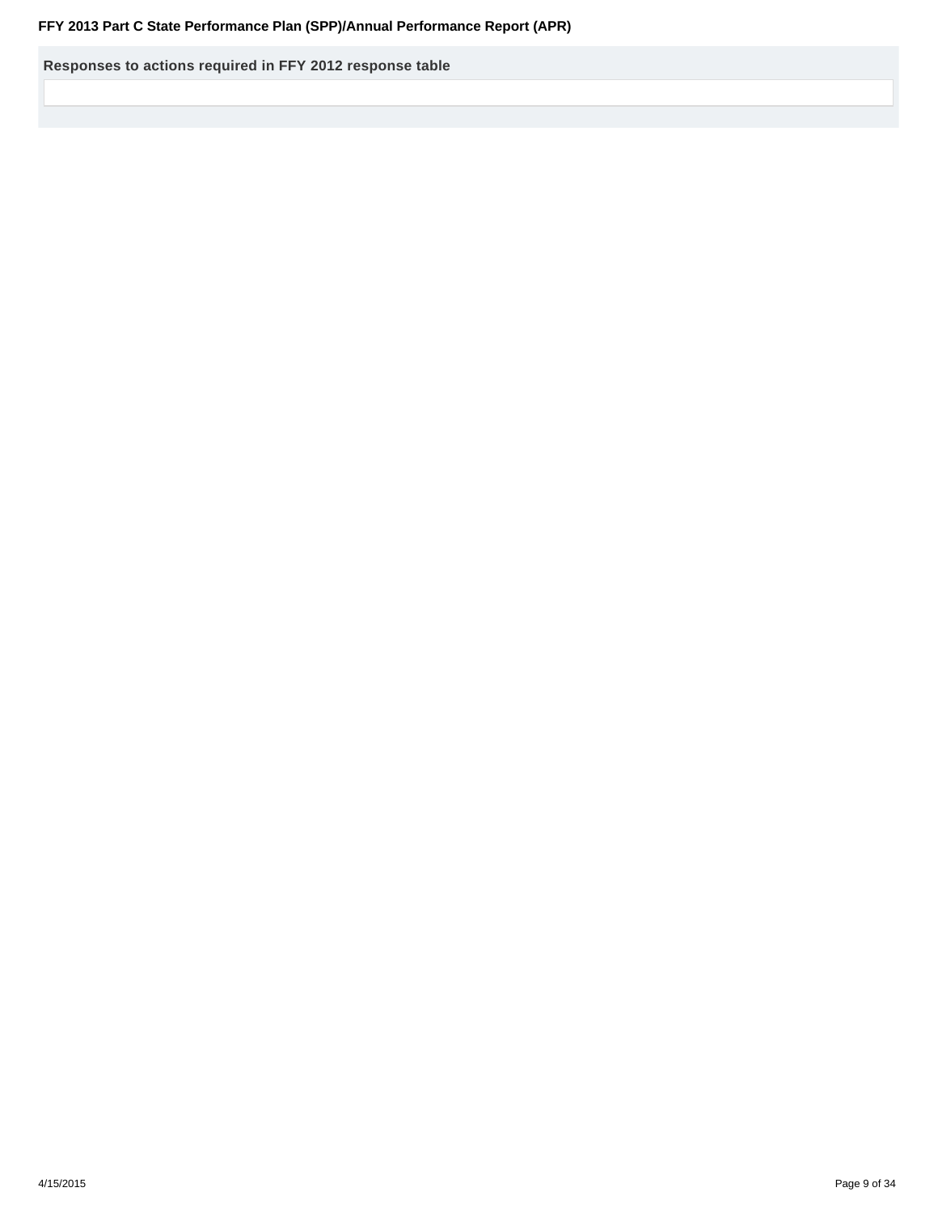**Responses to actions required in FFY 2012 response table**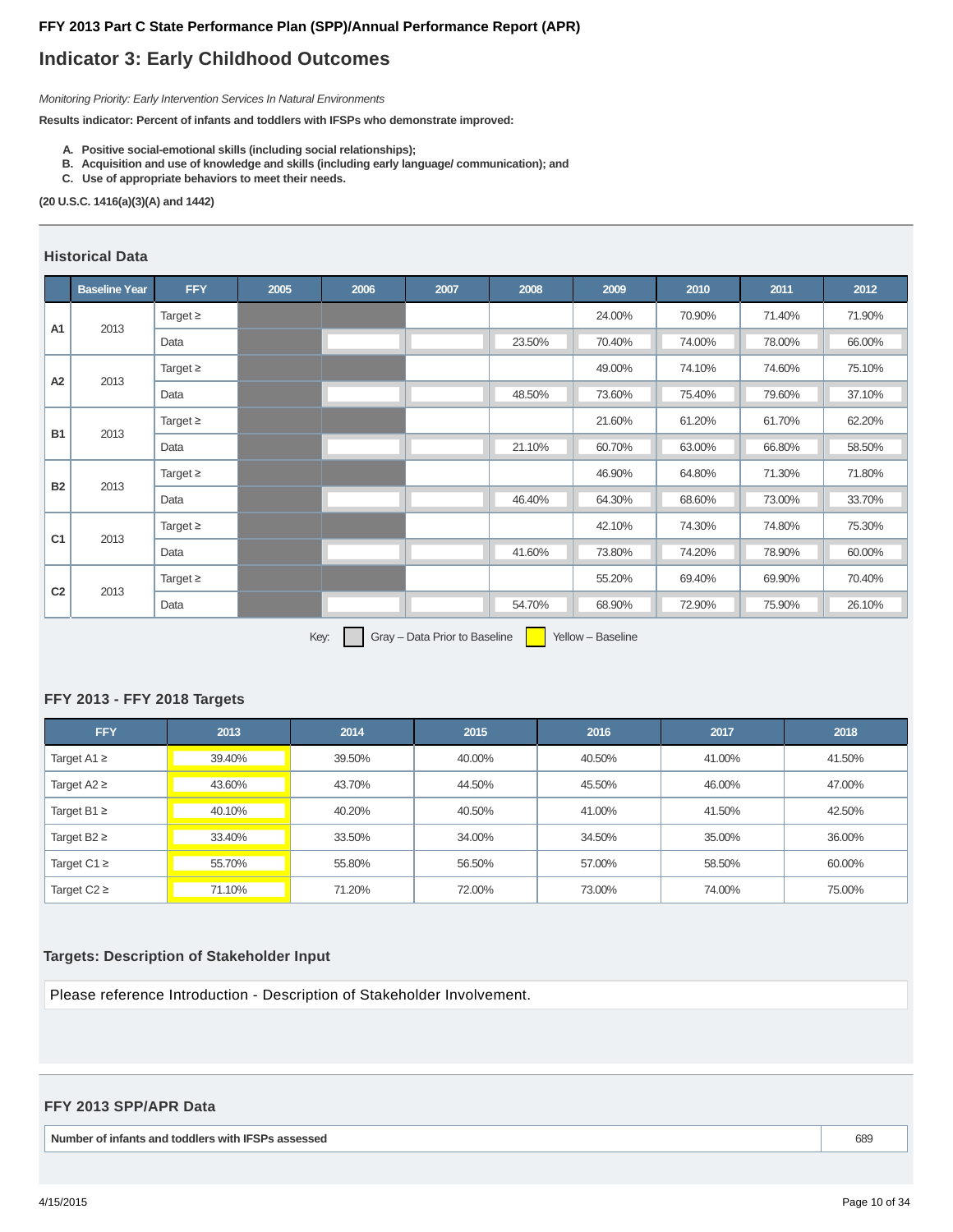## Indicator 3: Early Childhood Outcomes

*Monitoring Priority: Early Intervention Services In Natural Environments*

**Results indicator: Percent of infants and toddlers with IFSPs who demonstrate improved:**

- **A. Positive social-emotional skills (including social relationships);**
- **B. Acquisition and use of knowledge and skills (including early language/ communication); and**
- **C. Use of appropriate behaviors to meet their needs.**

**(20 U.S.C. 1416(a)(3)(A) and 1442)**

### Historical Data

| | Baseline Year | FFY | 2005 | 2006 | 2007 | 2008 | 2009 | 2010 | 2011 | 2012 |
|---|---|---|---|---|---|---|---|---|---|---|
| A1 | 2013 | Target ≥ | | | | | 24.00% | 70.90% | 71.40% | 71.90% |
| | | Data | | | | 23.50% | 70.40% | 74.00% | 78.00% | 66.00% |
| A2 | 2013 | Target ≥ | | | | | 49.00% | 74.10% | 74.60% | 75.10% |
| | | Data | | | | 48.50% | 73.60% | 75.40% | 79.60% | 37.10% |
| B1 | 2013 | Target ≥ | | | | | 21.60% | 61.20% | 61.70% | 62.20% |
| | | Data | | | | 21.10% | 60.70% | 63.00% | 66.80% | 58.50% |
| B2 | 2013 | Target ≥ | | | | | 46.90% | 64.80% | 71.30% | 71.80% |
| | | Data | | | | 46.40% | 64.30% | 68.60% | 73.00% | 33.70% |
| C1 | 2013 | Target ≥ | | | | | 42.10% | 74.30% | 74.80% | 75.30% |
| | | Data | | | | 41.60% | 73.80% | 74.20% | 78.90% | 60.00% |
| C2 | 2013 | Target ≥ | | | | | 55.20% | 69.40% | 69.90% | 70.40% |
| | | Data | | | | 54.70% | 68.90% | 72.90% | 75.90% | 26.10% |

Key: Gray – Data Prior to Baseline, Yellow – Baseline

### FFY 2013 - FFY 2018 Targets

| FFY | 2013 | 2014 | 2015 | 2016 | 2017 | 2018 |
|---|---|---|---|---|---|---|
| Target A1 ≥ | 39.40% | 39.50% | 40.00% | 40.50% | 41.00% | 41.50% |
| Target A2 ≥ | 43.60% | 43.70% | 44.50% | 45.50% | 46.00% | 47.00% |
| Target B1 ≥ | 40.10% | 40.20% | 40.50% | 41.00% | 41.50% | 42.50% |
| Target B2 ≥ | 33.40% | 33.50% | 34.00% | 34.50% | 35.00% | 36.00% |
| Target C1 ≥ | 55.70% | 55.80% | 56.50% | 57.00% | 58.50% | 60.00% |
| Target C2 ≥ | 71.10% | 71.20% | 72.00% | 73.00% | 74.00% | 75.00% |

### Targets: Description of Stakeholder Input

Please reference Introduction - Description of Stakeholder Involvement.

### FFY 2013 SPP/APR Data

| | |
|---|---|
| **Number of infants and toddlers with IFSPs assessed** | 689 |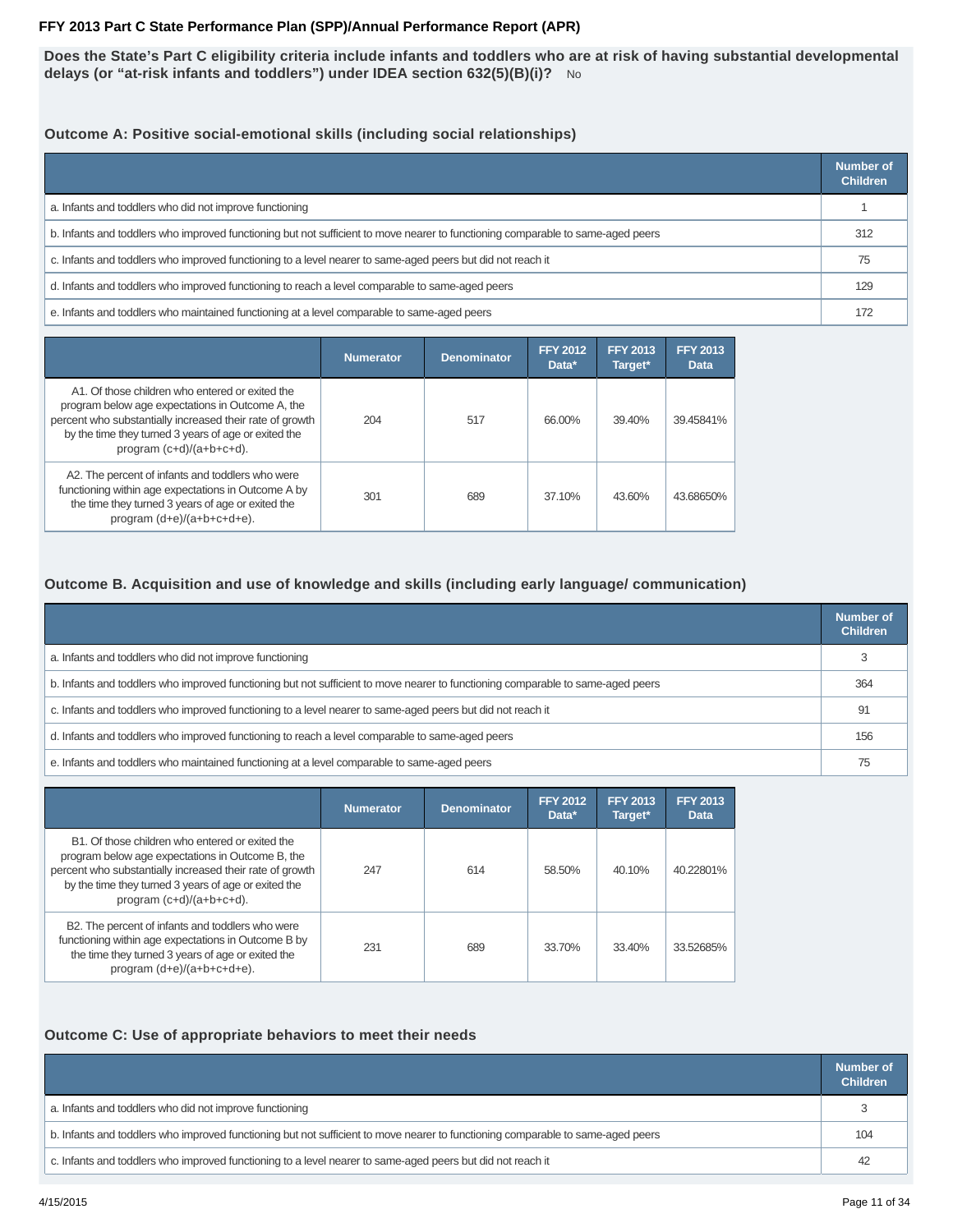**FFY 2013 Part C State Performance Plan (SPP)/Annual Performance Report (APR)**

**Does the State's Part C eligibility criteria include infants and toddlers who are at risk of having substantial developmental delays (or "at-risk infants and toddlers") under IDEA section 632(5)(B)(i)?** No

### Outcome A: Positive social-emotional skills (including social relationships)

| | Number of Children |
|---|---|
| a. Infants and toddlers who did not improve functioning | 1 |
| b. Infants and toddlers who improved functioning but not sufficient to move nearer to functioning comparable to same-aged peers | 312 |
| c. Infants and toddlers who improved functioning to a level nearer to same-aged peers but did not reach it | 75 |
| d. Infants and toddlers who improved functioning to reach a level comparable to same-aged peers | 129 |
| e. Infants and toddlers who maintained functioning at a level comparable to same-aged peers | 172 |

| | Numerator | Denominator | FFY 2012 Data* | FFY 2013 Target* | FFY 2013 Data |
|---|---|---|---|---|---|
| A1. Of those children who entered or exited the program below age expectations in Outcome A, the percent who substantially increased their rate of growth by the time they turned 3 years of age or exited the program (c+d)/(a+b+c+d). | 204 | 517 | 66.00% | 39.40% | 39.45841% |
| A2. The percent of infants and toddlers who were functioning within age expectations in Outcome A by the time they turned 3 years of age or exited the program (d+e)/(a+b+c+d+e). | 301 | 689 | 37.10% | 43.60% | 43.68650% |

### Outcome B. Acquisition and use of knowledge and skills (including early language/ communication)

| | Number of Children |
|---|---|
| a. Infants and toddlers who did not improve functioning | 3 |
| b. Infants and toddlers who improved functioning but not sufficient to move nearer to functioning comparable to same-aged peers | 364 |
| c. Infants and toddlers who improved functioning to a level nearer to same-aged peers but did not reach it | 91 |
| d. Infants and toddlers who improved functioning to reach a level comparable to same-aged peers | 156 |
| e. Infants and toddlers who maintained functioning at a level comparable to same-aged peers | 75 |

| | Numerator | Denominator | FFY 2012 Data* | FFY 2013 Target* | FFY 2013 Data |
|---|---|---|---|---|---|
| B1. Of those children who entered or exited the program below age expectations in Outcome B, the percent who substantially increased their rate of growth by the time they turned 3 years of age or exited the program (c+d)/(a+b+c+d). | 247 | 614 | 58.50% | 40.10% | 40.22801% |
| B2. The percent of infants and toddlers who were functioning within age expectations in Outcome B by the time they turned 3 years of age or exited the program (d+e)/(a+b+c+d+e). | 231 | 689 | 33.70% | 33.40% | 33.52685% |

### Outcome C: Use of appropriate behaviors to meet their needs

| | Number of Children |
|---|---|
| a. Infants and toddlers who did not improve functioning | 3 |
| b. Infants and toddlers who improved functioning but not sufficient to move nearer to functioning comparable to same-aged peers | 104 |
| c. Infants and toddlers who improved functioning to a level nearer to same-aged peers but did not reach it | 42 |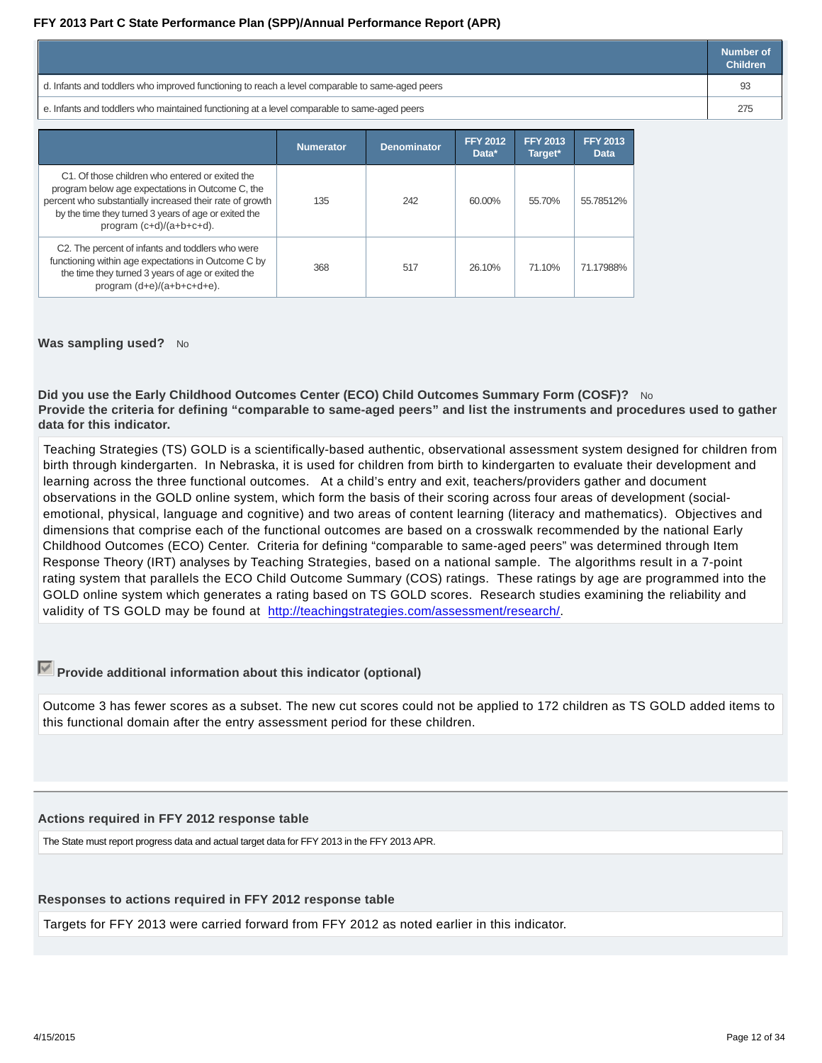| | Number of Children |
|---|---|
| d. Infants and toddlers who improved functioning to reach a level comparable to same-aged peers | 93 |
| e. Infants and toddlers who maintained functioning at a level comparable to same-aged peers | 275 |

| | Numerator | Denominator | FFY 2012 Data* | FFY 2013 Target* | FFY 2013 Data |
|---|---|---|---|---|---|
| C1. Of those children who entered or exited the program below age expectations in Outcome C, the percent who substantially increased their rate of growth by the time they turned 3 years of age or exited the program (c+d)/(a+b+c+d). | 135 | 242 | 60.00% | 55.70% | 55.78512% |
| C2. The percent of infants and toddlers who were functioning within age expectations in Outcome C by the time they turned 3 years of age or exited the program (d+e)/(a+b+c+d+e). | 368 | 517 | 26.10% | 71.10% | 71.17988% |

**Was sampling used?** No

**Did you use the Early Childhood Outcomes Center (ECO) Child Outcomes Summary Form (COSF)?** No

**Provide the criteria for defining "comparable to same-aged peers" and list the instruments and procedures used to gather data for this indicator.**

Teaching Strategies (TS) GOLD is a scientifically-based authentic, observational assessment system designed for children from birth through kindergarten. In Nebraska, it is used for children from birth to kindergarten to evaluate their development and learning across the three functional outcomes. At a child's entry and exit, teachers/providers gather and document observations in the GOLD online system, which form the basis of their scoring across four areas of development (social-emotional, physical, language and cognitive) and two areas of content learning (literacy and mathematics). Objectives and dimensions that comprise each of the functional outcomes are based on a crosswalk recommended by the national Early Childhood Outcomes (ECO) Center. Criteria for defining "comparable to same-aged peers" was determined through Item Response Theory (IRT) analyses by Teaching Strategies, based on a national sample. The algorithms result in a 7-point rating system that parallels the ECO Child Outcome Summary (COS) ratings. These ratings by age are programmed into the GOLD online system which generates a rating based on TS GOLD scores. Research studies examining the reliability and validity of TS GOLD may be found at http://teachingstrategies.com/assessment/research/.

**Provide additional information about this indicator (optional)**

Outcome 3 has fewer scores as a subset. The new cut scores could not be applied to 172 children as TS GOLD added items to this functional domain after the entry assessment period for these children.

**Actions required in FFY 2012 response table**

The State must report progress data and actual target data for FFY 2013 in the FFY 2013 APR.

**Responses to actions required in FFY 2012 response table**

Targets for FFY 2013 were carried forward from FFY 2012 as noted earlier in this indicator.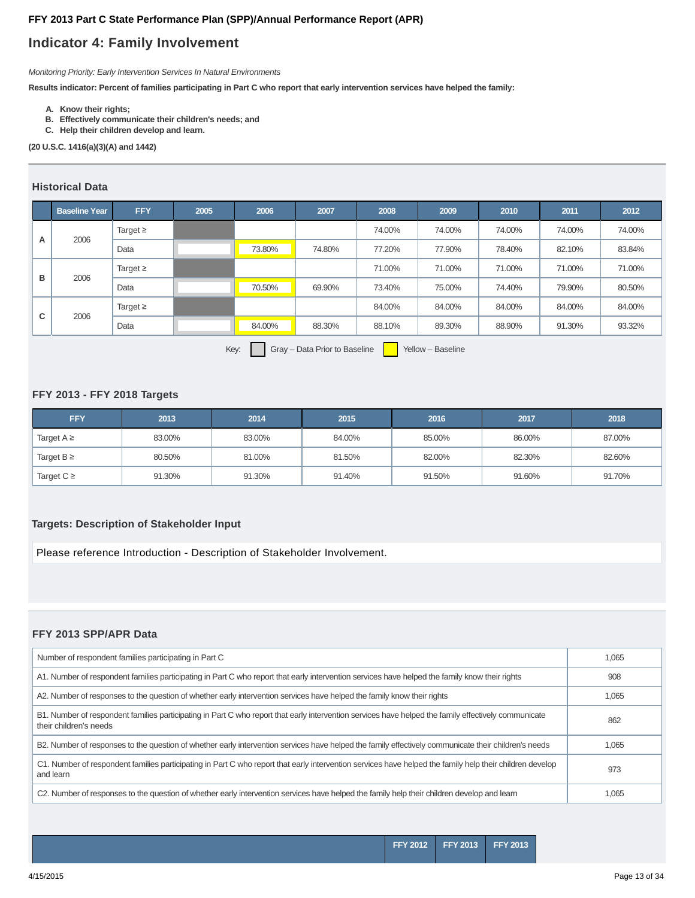**FFY 2013 Part C State Performance Plan (SPP)/Annual Performance Report (APR)**

# Indicator 4: Family Involvement

*Monitoring Priority: Early Intervention Services In Natural Environments*

**Results indicator: Percent of families participating in Part C who report that early intervention services have helped the family:**

- **A. Know their rights;**
- **B. Effectively communicate their children's needs; and**
- **C. Help their children develop and learn.**

**(20 U.S.C. 1416(a)(3)(A) and 1442)**

## Historical Data

| | Baseline Year | FFY | 2005 | 2006 | 2007 | 2008 | 2009 | 2010 | 2011 | 2012 |
|---|---|---|---|---|---|---|---|---|---|---|
| A | 2006 | Target ≥ | | | | 74.00% | 74.00% | 74.00% | 74.00% | 74.00% |
| | | Data | | 73.80% | 74.80% | 77.20% | 77.90% | 78.40% | 82.10% | 83.84% |
| B | 2006 | Target ≥ | | | | 71.00% | 71.00% | 71.00% | 71.00% | 71.00% |
| | | Data | | 70.50% | 69.90% | 73.40% | 75.00% | 74.40% | 79.90% | 80.50% |
| C | 2006 | Target ≥ | | | | 84.00% | 84.00% | 84.00% | 84.00% | 84.00% |
| | | Data | | 84.00% | 88.30% | 88.10% | 89.30% | 88.90% | 91.30% | 93.32% |

Key: Gray – Data Prior to Baseline; Yellow – Baseline

## FFY 2013 - FFY 2018 Targets

| FFY | 2013 | 2014 | 2015 | 2016 | 2017 | 2018 |
|---|---|---|---|---|---|---|
| Target A ≥ | 83.00% | 83.00% | 84.00% | 85.00% | 86.00% | 87.00% |
| Target B ≥ | 80.50% | 81.00% | 81.50% | 82.00% | 82.30% | 82.60% |
| Target C ≥ | 91.30% | 91.30% | 91.40% | 91.50% | 91.60% | 91.70% |

## Targets: Description of Stakeholder Input

Please reference Introduction - Description of Stakeholder Involvement.

## FFY 2013 SPP/APR Data

| | |
|---|---|
| Number of respondent families participating in Part C | 1,065 |
| A1. Number of respondent families participating in Part C who report that early intervention services have helped the family know their rights | 908 |
| A2. Number of responses to the question of whether early intervention services have helped the family know their rights | 1,065 |
| B1. Number of respondent families participating in Part C who report that early intervention services have helped the family effectively communicate their children's needs | 862 |
| B2. Number of responses to the question of whether early intervention services have helped the family effectively communicate their children's needs | 1,065 |
| C1. Number of respondent families participating in Part C who report that early intervention services have helped the family help their children develop and learn | 973 |
| C2. Number of responses to the question of whether early intervention services have helped the family help their children develop and learn | 1,065 |

| | FFY 2012 | FFY 2013 | FFY 2013 |
|---|---|---|---|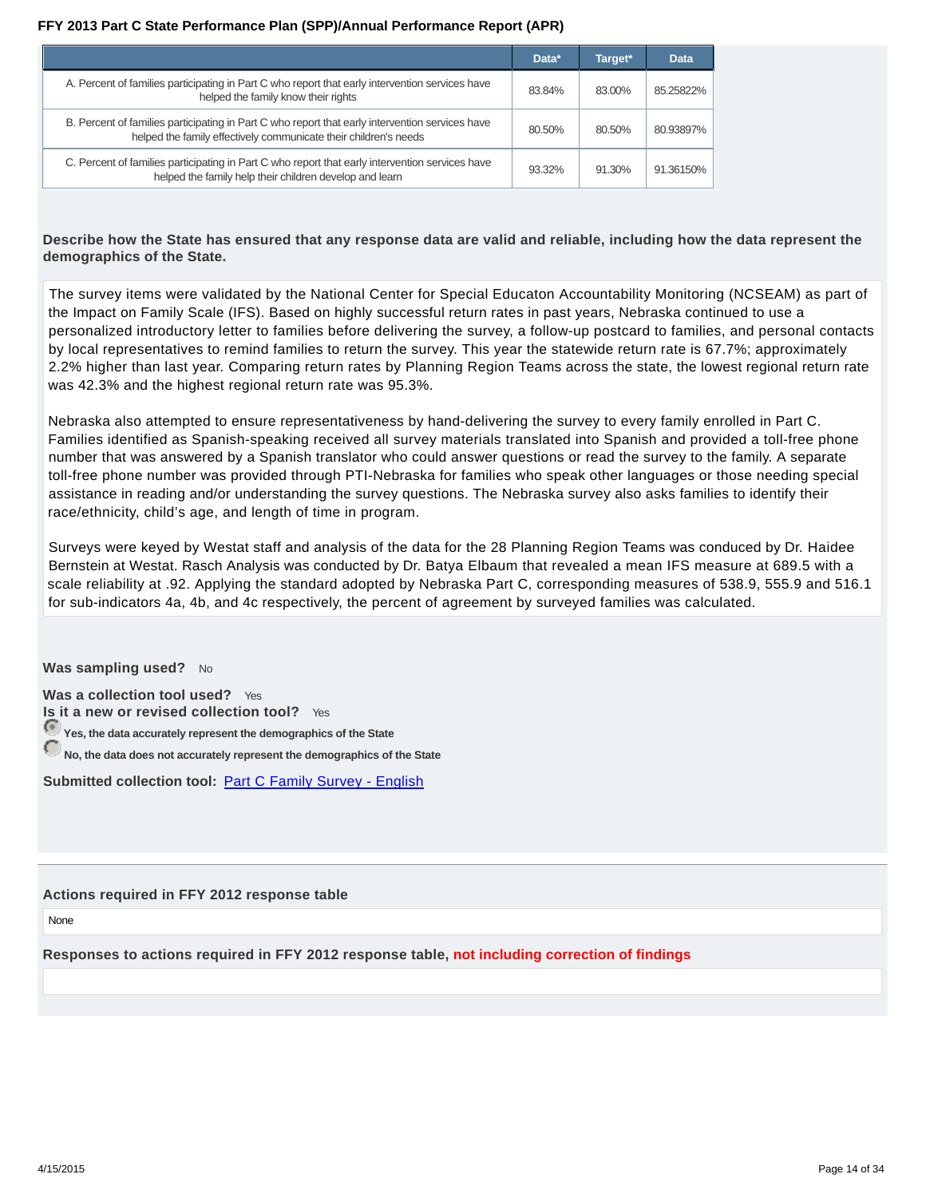|  | Data* | Target* | Data |
| --- | --- | --- | --- |
| A. Percent of families participating in Part C who report that early intervention services have helped the family know their rights | 83.84% | 83.00% | 85.25822% |
| B. Percent of families participating in Part C who report that early intervention services have helped the family effectively communicate their children's needs | 80.50% | 80.50% | 80.93897% |
| C. Percent of families participating in Part C who report that early intervention services have helped the family help their children develop and learn | 93.32% | 91.30% | 91.36150% |

**Describe how the State has ensured that any response data are valid and reliable, including how the data represent the demographics of the State.**

The survey items were validated by the National Center for Special Educaton Accountability Monitoring (NCSEAM) as part of the Impact on Family Scale (IFS). Based on highly successful return rates in past years, Nebraska continued to use a personalized introductory letter to families before delivering the survey, a follow-up postcard to families, and personal contacts by local representatives to remind families to return the survey. This year the statewide return rate is 67.7%; approximately 2.2% higher than last year. Comparing return rates by Planning Region Teams across the state, the lowest regional return rate was 42.3% and the highest regional return rate was 95.3%.

Nebraska also attempted to ensure representativeness by hand-delivering the survey to every family enrolled in Part C. Families identified as Spanish-speaking received all survey materials translated into Spanish and provided a toll-free phone number that was answered by a Spanish translator who could answer questions or read the survey to the family. A separate toll-free phone number was provided through PTI-Nebraska for families who speak other languages or those needing special assistance in reading and/or understanding the survey questions. The Nebraska survey also asks families to identify their race/ethnicity, child's age, and length of time in program.

Surveys were keyed by Westat staff and analysis of the data for the 28 Planning Region Teams was conduced by Dr. Haidee Bernstein at Westat. Rasch Analysis was conducted by Dr. Batya Elbaum that revealed a mean IFS measure at 689.5 with a scale reliability at .92. Applying the standard adopted by Nebraska Part C, corresponding measures of 538.9, 555.9 and 516.1 for sub-indicators 4a, 4b, and 4c respectively, the percent of agreement by surveyed families was calculated.

**Was sampling used?** No

**Was a collection tool used?** Yes

**Is it a new or revised collection tool?** Yes

- (selected) **Yes, the data accurately represent the demographics of the State**
- **No, the data does not accurately represent the demographics of the State**

**Submitted collection tool:** Part C Family Survey - English

**Actions required in FFY 2012 response table**

None

**Responses to actions required in FFY 2012 response table, not including correction of findings**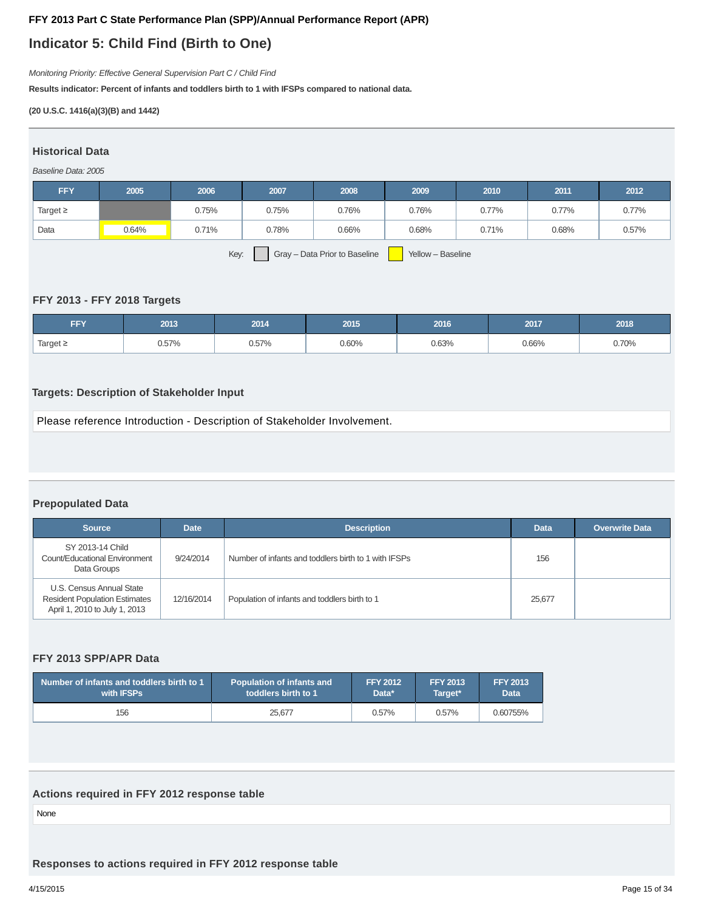**FFY 2013 Part C State Performance Plan (SPP)/Annual Performance Report (APR)**

# Indicator 5: Child Find (Birth to One)

*Monitoring Priority: Effective General Supervision Part C / Child Find*

**Results indicator: Percent of infants and toddlers birth to 1 with IFSPs compared to national data.**

**(20 U.S.C. 1416(a)(3)(B) and 1442)**

## Historical Data

*Baseline Data: 2005*

| FFY | 2005 | 2006 | 2007 | 2008 | 2009 | 2010 | 2011 | 2012 |
|---|---|---|---|---|---|---|---|---|
| Target ≥ | | 0.75% | 0.75% | 0.76% | 0.76% | 0.77% | 0.77% | 0.77% |
| Data | 0.64% | 0.71% | 0.78% | 0.66% | 0.68% | 0.71% | 0.68% | 0.57% |

Key: Gray – Data Prior to Baseline  Yellow – Baseline

## FFY 2013 - FFY 2018 Targets

| FFY | 2013 | 2014 | 2015 | 2016 | 2017 | 2018 |
|---|---|---|---|---|---|---|
| Target ≥ | 0.57% | 0.57% | 0.60% | 0.63% | 0.66% | 0.70% |

## Targets: Description of Stakeholder Input

Please reference Introduction - Description of Stakeholder Involvement.

## Prepopulated Data

| Source | Date | Description | Data | Overwrite Data |
|---|---|---|---|---|
| SY 2013-14 Child Count/Educational Environment Data Groups | 9/24/2014 | Number of infants and toddlers birth to 1 with IFSPs | 156 | |
| U.S. Census Annual State Resident Population Estimates April 1, 2010 to July 1, 2013 | 12/16/2014 | Population of infants and toddlers birth to 1 | 25,677 | |

## FFY 2013 SPP/APR Data

| Number of infants and toddlers birth to 1 with IFSPs | Population of infants and toddlers birth to 1 | FFY 2012 Data* | FFY 2013 Target* | FFY 2013 Data |
|---|---|---|---|---|
| 156 | 25,677 | 0.57% | 0.57% | 0.60755% |

## Actions required in FFY 2012 response table

None

## Responses to actions required in FFY 2012 response table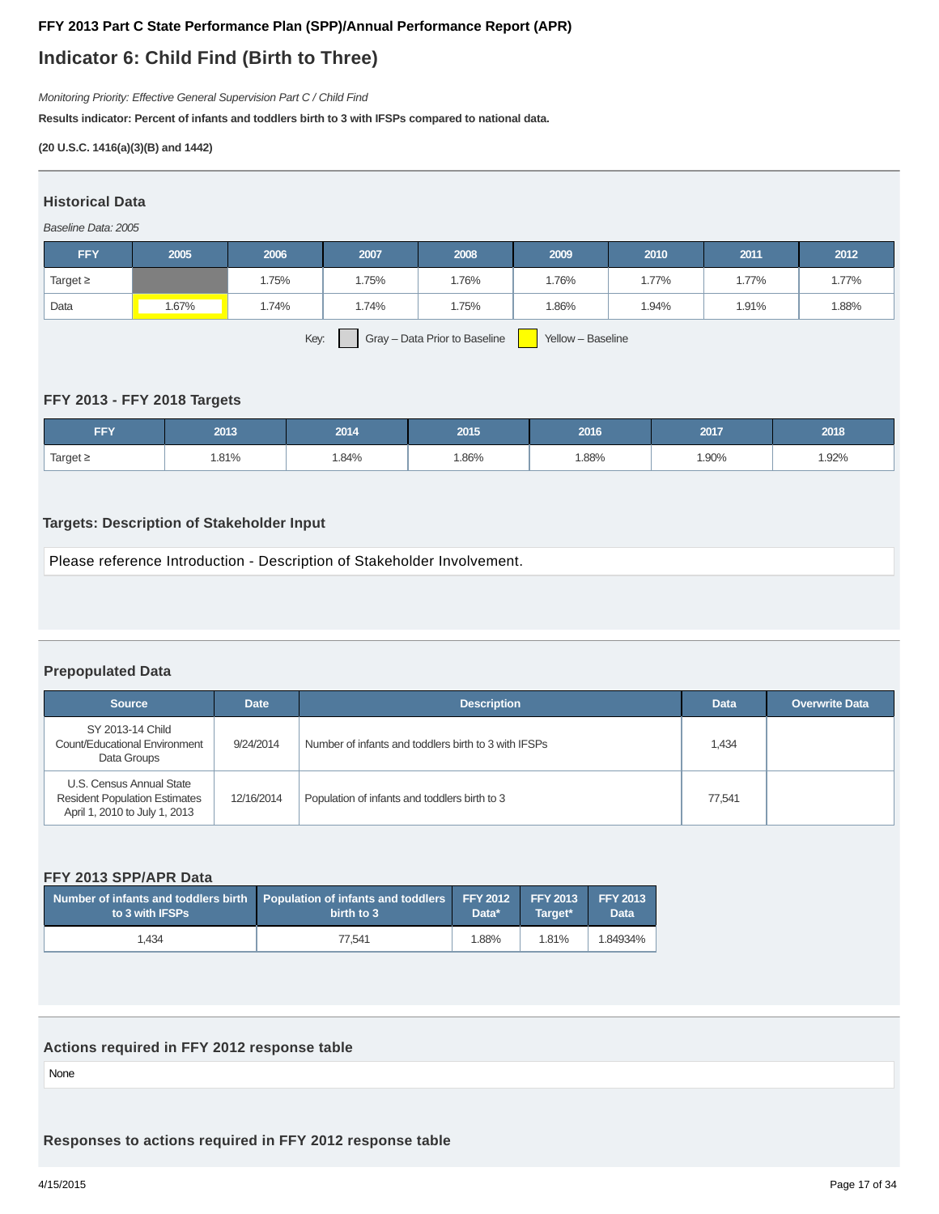FFY 2013 Part C State Performance Plan (SPP)/Annual Performance Report (APR)

## Indicator 6: Child Find (Birth to Three)

*Monitoring Priority: Effective General Supervision Part C / Child Find*

**Results indicator: Percent of infants and toddlers birth to 3 with IFSPs compared to national data.**

**(20 U.S.C. 1416(a)(3)(B) and 1442)**

### Historical Data

*Baseline Data: 2005*

| FFY | 2005 | 2006 | 2007 | 2008 | 2009 | 2010 | 2011 | 2012 |
|---|---|---|---|---|---|---|---|---|
| Target ≥ | | 1.75% | 1.75% | 1.76% | 1.76% | 1.77% | 1.77% | 1.77% |
| Data | 1.67% | 1.74% | 1.74% | 1.75% | 1.86% | 1.94% | 1.91% | 1.88% |

Key: Gray – Data Prior to Baseline  Yellow – Baseline

### FFY 2013 - FFY 2018 Targets

| FFY | 2013 | 2014 | 2015 | 2016 | 2017 | 2018 |
|---|---|---|---|---|---|---|
| Target ≥ | 1.81% | 1.84% | 1.86% | 1.88% | 1.90% | 1.92% |

### Targets: Description of Stakeholder Input

Please reference Introduction - Description of Stakeholder Involvement.

### Prepopulated Data

| Source | Date | Description | Data | Overwrite Data |
|---|---|---|---|---|
| SY 2013-14 Child Count/Educational Environment Data Groups | 9/24/2014 | Number of infants and toddlers birth to 3 with IFSPs | 1,434 | |
| U.S. Census Annual State Resident Population Estimates April 1, 2010 to July 1, 2013 | 12/16/2014 | Population of infants and toddlers birth to 3 | 77,541 | |

### FFY 2013 SPP/APR Data

| Number of infants and toddlers birth to 3 with IFSPs | Population of infants and toddlers birth to 3 | FFY 2012 Data* | FFY 2013 Target* | FFY 2013 Data |
|---|---|---|---|---|
| 1,434 | 77,541 | 1.88% | 1.81% | 1.84934% |

### Actions required in FFY 2012 response table

None

### Responses to actions required in FFY 2012 response table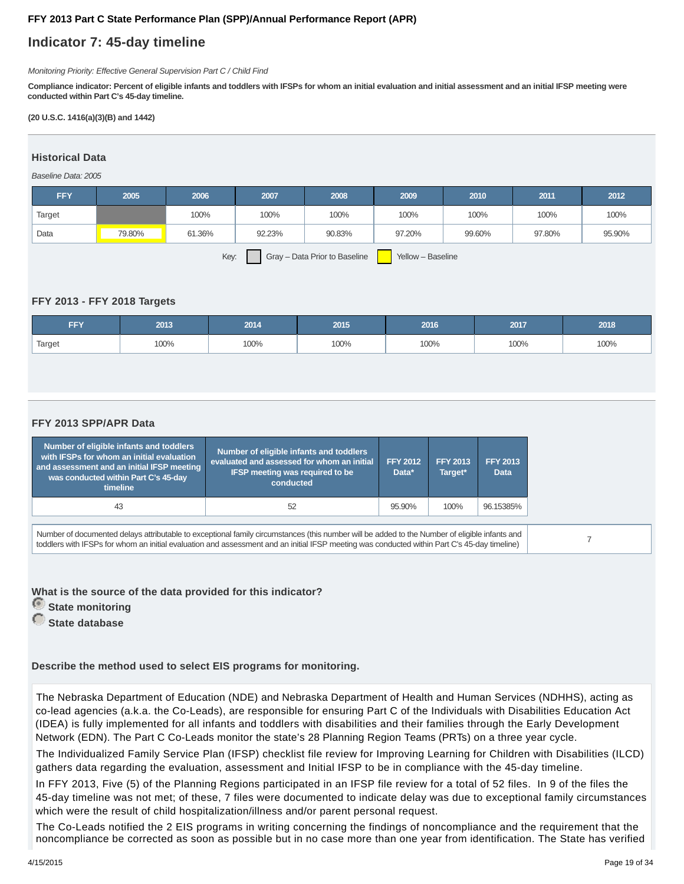FFY 2013 Part C State Performance Plan (SPP)/Annual Performance Report (APR)

## Indicator 7: 45-day timeline

*Monitoring Priority: Effective General Supervision Part C / Child Find*

**Compliance indicator: Percent of eligible infants and toddlers with IFSPs for whom an initial evaluation and initial assessment and an initial IFSP meeting were conducted within Part C's 45-day timeline.**

**(20 U.S.C. 1416(a)(3)(B) and 1442)**

### Historical Data

*Baseline Data: 2005*

| FFY | 2005 | 2006 | 2007 | 2008 | 2009 | 2010 | 2011 | 2012 |
|---|---|---|---|---|---|---|---|---|
| Target | | 100% | 100% | 100% | 100% | 100% | 100% | 100% |
| Data | 79.80% | 61.36% | 92.23% | 90.83% | 97.20% | 99.60% | 97.80% | 95.90% |

Key: Gray – Data Prior to Baseline; Yellow – Baseline

### FFY 2013 - FFY 2018 Targets

| FFY | 2013 | 2014 | 2015 | 2016 | 2017 | 2018 |
|---|---|---|---|---|---|---|
| Target | 100% | 100% | 100% | 100% | 100% | 100% |

### FFY 2013 SPP/APR Data

| Number of eligible infants and toddlers with IFSPs for whom an initial evaluation and assessment and an initial IFSP meeting was conducted within Part C's 45-day timeline | Number of eligible infants and toddlers evaluated and assessed for whom an initial IFSP meeting was required to be conducted | FFY 2012 Data* | FFY 2013 Target* | FFY 2013 Data |
|---|---|---|---|---|
| 43 | 52 | 95.90% | 100% | 96.15385% |

| Number of documented delays attributable to exceptional family circumstances (this number will be added to the Number of eligible infants and toddlers with IFSPs for whom an initial evaluation and assessment and an initial IFSP meeting was conducted within Part C's 45-day timeline) | 7 |
|---|---|

**What is the source of the data provided for this indicator?**

- **State monitoring** (selected)
- **State database**

**Describe the method used to select EIS programs for monitoring.**

The Nebraska Department of Education (NDE) and Nebraska Department of Health and Human Services (NDHHS), acting as co-lead agencies (a.k.a. the Co-Leads), are responsible for ensuring Part C of the Individuals with Disabilities Education Act (IDEA) is fully implemented for all infants and toddlers with disabilities and their families through the Early Development Network (EDN). The Part C Co-Leads monitor the state's 28 Planning Region Teams (PRTs) on a three year cycle.

The Individualized Family Service Plan (IFSP) checklist file review for Improving Learning for Children with Disabilities (ILCD) gathers data regarding the evaluation, assessment and Initial IFSP to be in compliance with the 45-day timeline.

In FFY 2013, Five (5) of the Planning Regions participated in an IFSP file review for a total of 52 files. In 9 of the files the 45-day timeline was not met; of these, 7 files were documented to indicate delay was due to exceptional family circumstances which were the result of child hospitalization/illness and/or parent personal request.

The Co-Leads notified the 2 EIS programs in writing concerning the findings of noncompliance and the requirement that the noncompliance be corrected as soon as possible but in no case more than one year from identification. The State has verified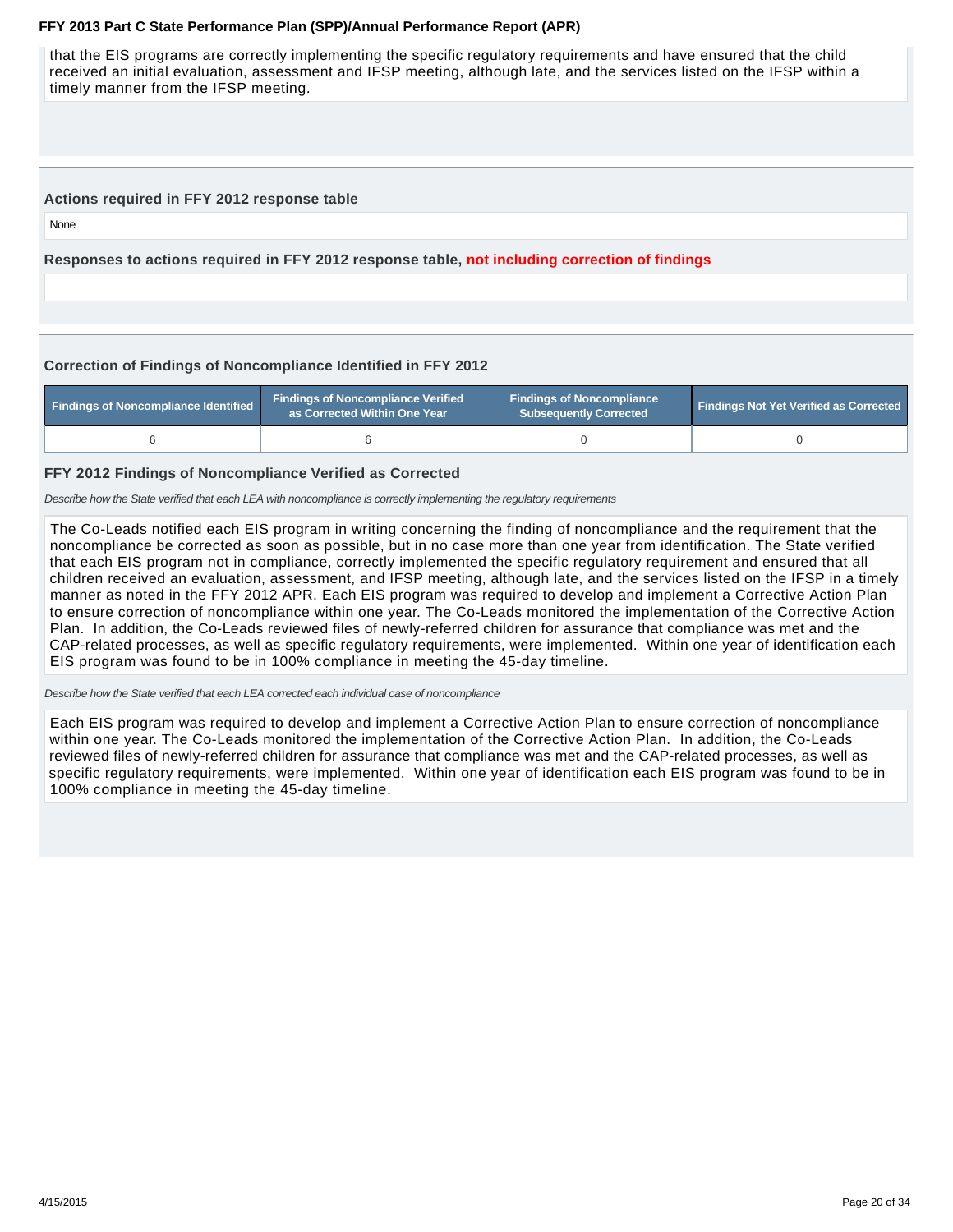that the EIS programs are correctly implementing the specific regulatory requirements and have ensured that the child received an initial evaluation, assessment and IFSP meeting, although late, and the services listed on the IFSP within a timely manner from the IFSP meeting.

### Actions required in FFY 2012 response table

None

### Responses to actions required in FFY 2012 response table, not including correction of findings

### Correction of Findings of Noncompliance Identified in FFY 2012

| Findings of Noncompliance Identified | Findings of Noncompliance Verified as Corrected Within One Year | Findings of Noncompliance Subsequently Corrected | Findings Not Yet Verified as Corrected |
|---|---|---|---|
| 6 | 6 | 0 | 0 |

### FFY 2012 Findings of Noncompliance Verified as Corrected

*Describe how the State verified that each LEA with noncompliance is correctly implementing the regulatory requirements*

The Co-Leads notified each EIS program in writing concerning the finding of noncompliance and the requirement that the noncompliance be corrected as soon as possible, but in no case more than one year from identification. The State verified that each EIS program not in compliance, correctly implemented the specific regulatory requirement and ensured that all children received an evaluation, assessment, and IFSP meeting, although late, and the services listed on the IFSP in a timely manner as noted in the FFY 2012 APR. Each EIS program was required to develop and implement a Corrective Action Plan to ensure correction of noncompliance within one year. The Co-Leads monitored the implementation of the Corrective Action Plan. In addition, the Co-Leads reviewed files of newly-referred children for assurance that compliance was met and the CAP-related processes, as well as specific regulatory requirements, were implemented. Within one year of identification each EIS program was found to be in 100% compliance in meeting the 45-day timeline.

*Describe how the State verified that each LEA corrected each individual case of noncompliance*

Each EIS program was required to develop and implement a Corrective Action Plan to ensure correction of noncompliance within one year. The Co-Leads monitored the implementation of the Corrective Action Plan. In addition, the Co-Leads reviewed files of newly-referred children for assurance that compliance was met and the CAP-related processes, as well as specific regulatory requirements, were implemented. Within one year of identification each EIS program was found to be in 100% compliance in meeting the 45-day timeline.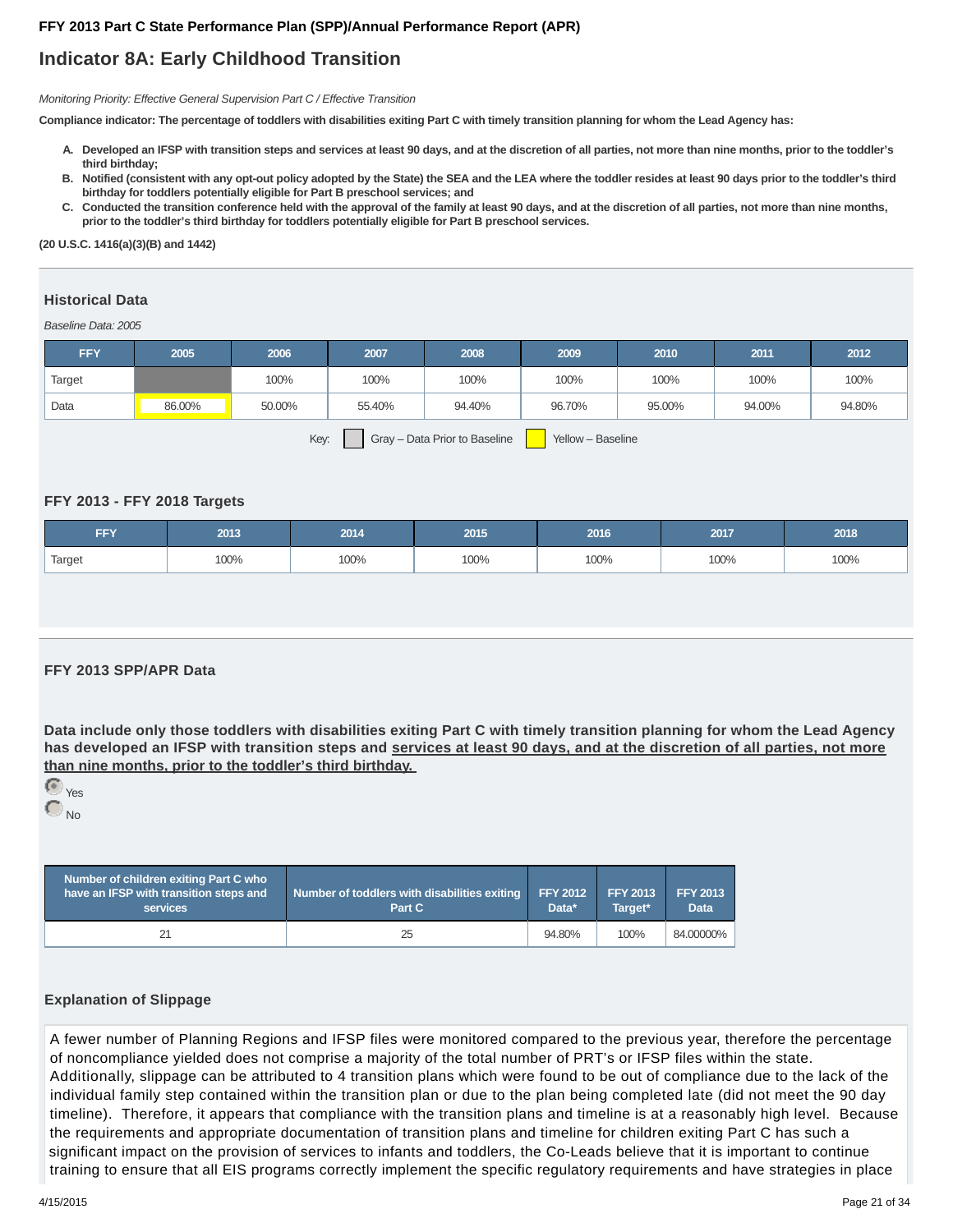**FFY 2013 Part C State Performance Plan (SPP)/Annual Performance Report (APR)**

# Indicator 8A: Early Childhood Transition

*Monitoring Priority: Effective General Supervision Part C / Effective Transition*

**Compliance indicator: The percentage of toddlers with disabilities exiting Part C with timely transition planning for whom the Lead Agency has:**

A. **Developed an IFSP with transition steps and services at least 90 days, and at the discretion of all parties, not more than nine months, prior to the toddler's third birthday;**
B. **Notified (consistent with any opt-out policy adopted by the State) the SEA and the LEA where the toddler resides at least 90 days prior to the toddler's third birthday for toddlers potentially eligible for Part B preschool services; and**
C. **Conducted the transition conference held with the approval of the family at least 90 days, and at the discretion of all parties, not more than nine months, prior to the toddler's third birthday for toddlers potentially eligible for Part B preschool services.**

**(20 U.S.C. 1416(a)(3)(B) and 1442)**

## Historical Data

*Baseline Data: 2005*

| FFY | 2005 | 2006 | 2007 | 2008 | 2009 | 2010 | 2011 | 2012 |
|---|---|---|---|---|---|---|---|---|
| Target | | 100% | 100% | 100% | 100% | 100% | 100% | 100% |
| Data | 86.00% | 50.00% | 55.40% | 94.40% | 96.70% | 95.00% | 94.00% | 94.80% |

Key: Gray – Data Prior to Baseline   Yellow – Baseline

## FFY 2013 - FFY 2018 Targets

| FFY | 2013 | 2014 | 2015 | 2016 | 2017 | 2018 |
|---|---|---|---|---|---|---|
| Target | 100% | 100% | 100% | 100% | 100% | 100% |

## FFY 2013 SPP/APR Data

**Data include only those toddlers with disabilities exiting Part C with timely transition planning for whom the Lead Agency has developed an IFSP with transition steps and services at least 90 days, and at the discretion of all parties, not more than nine months, prior to the toddler's third birthday.**

- (selected) Yes
- No

| Number of children exiting Part C who have an IFSP with transition steps and services | Number of toddlers with disabilities exiting Part C | FFY 2012 Data* | FFY 2013 Target* | FFY 2013 Data |
|---|---|---|---|---|
| 21 | 25 | 94.80% | 100% | 84.00000% |

## Explanation of Slippage

A fewer number of Planning Regions and IFSP files were monitored compared to the previous year, therefore the percentage of noncompliance yielded does not comprise a majority of the total number of PRT's or IFSP files within the state. Additionally, slippage can be attributed to 4 transition plans which were found to be out of compliance due to the lack of the individual family step contained within the transition plan or due to the plan being completed late (did not meet the 90 day timeline). Therefore, it appears that compliance with the transition plans and timeline is at a reasonably high level. Because the requirements and appropriate documentation of transition plans and timeline for children exiting Part C has such a significant impact on the provision of services to infants and toddlers, the Co-Leads believe that it is important to continue training to ensure that all EIS programs correctly implement the specific regulatory requirements and have strategies in place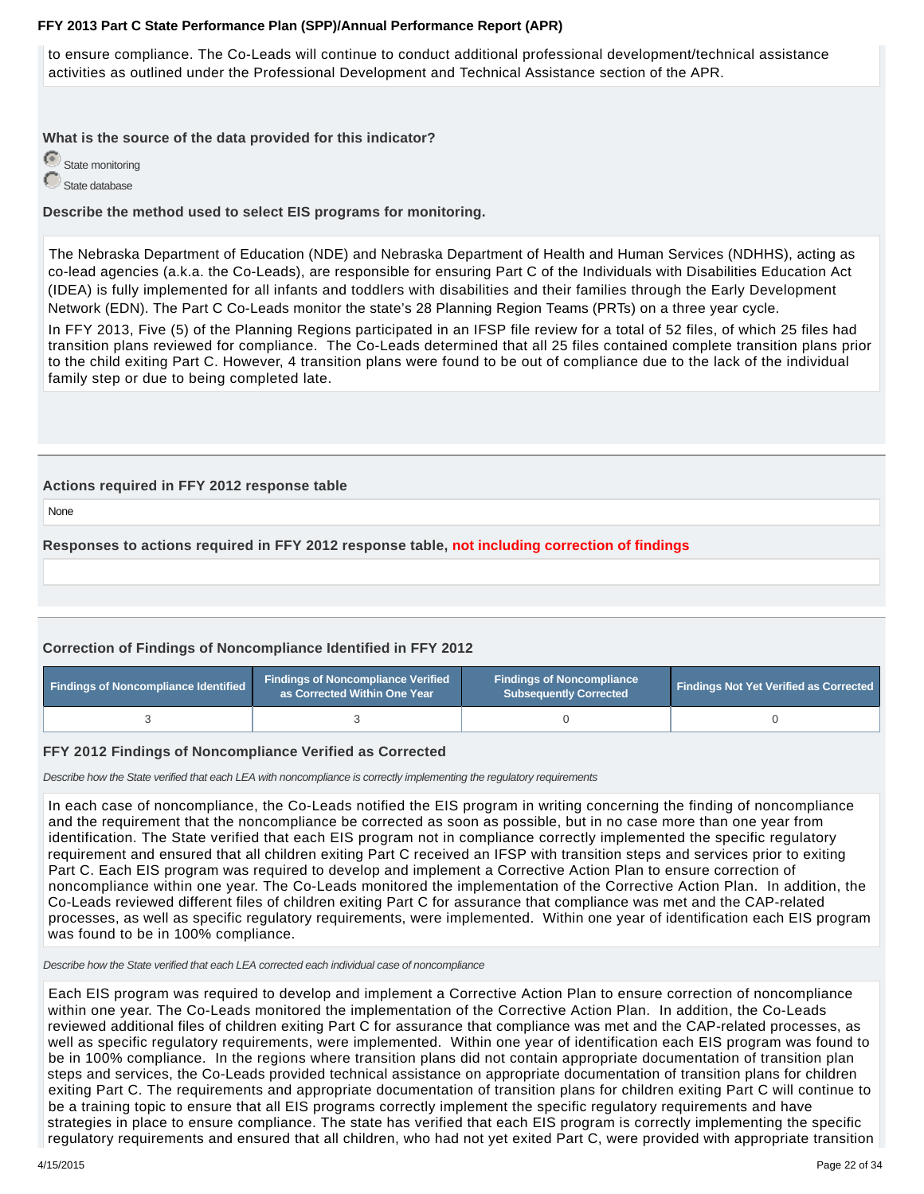to ensure compliance. The Co-Leads will continue to conduct additional professional development/technical assistance activities as outlined under the Professional Development and Technical Assistance section of the APR.

**What is the source of the data provided for this indicator?**

- (selected) State monitoring
- State database

**Describe the method used to select EIS programs for monitoring.**

The Nebraska Department of Education (NDE) and Nebraska Department of Health and Human Services (NDHHS), acting as co-lead agencies (a.k.a. the Co-Leads), are responsible for ensuring Part C of the Individuals with Disabilities Education Act (IDEA) is fully implemented for all infants and toddlers with disabilities and their families through the Early Development Network (EDN). The Part C Co-Leads monitor the state's 28 Planning Region Teams (PRTs) on a three year cycle.

In FFY 2013, Five (5) of the Planning Regions participated in an IFSP file review for a total of 52 files, of which 25 files had transition plans reviewed for compliance. The Co-Leads determined that all 25 files contained complete transition plans prior to the child exiting Part C. However, 4 transition plans were found to be out of compliance due to the lack of the individual family step or due to being completed late.

**Actions required in FFY 2012 response table**

None

**Responses to actions required in FFY 2012 response table, not including correction of findings**

**Correction of Findings of Noncompliance Identified in FFY 2012**

| Findings of Noncompliance Identified | Findings of Noncompliance Verified as Corrected Within One Year | Findings of Noncompliance Subsequently Corrected | Findings Not Yet Verified as Corrected |
|---|---|---|---|
| 3 | 3 | 0 | 0 |

**FFY 2012 Findings of Noncompliance Verified as Corrected**

*Describe how the State verified that each LEA with noncompliance is correctly implementing the regulatory requirements*

In each case of noncompliance, the Co-Leads notified the EIS program in writing concerning the finding of noncompliance and the requirement that the noncompliance be corrected as soon as possible, but in no case more than one year from identification. The State verified that each EIS program not in compliance correctly implemented the specific regulatory requirement and ensured that all children exiting Part C received an IFSP with transition steps and services prior to exiting Part C. Each EIS program was required to develop and implement a Corrective Action Plan to ensure correction of noncompliance within one year. The Co-Leads monitored the implementation of the Corrective Action Plan. In addition, the Co-Leads reviewed different files of children exiting Part C for assurance that compliance was met and the CAP-related processes, as well as specific regulatory requirements, were implemented. Within one year of identification each EIS program was found to be in 100% compliance.

*Describe how the State verified that each LEA corrected each individual case of noncompliance*

Each EIS program was required to develop and implement a Corrective Action Plan to ensure correction of noncompliance within one year. The Co-Leads monitored the implementation of the Corrective Action Plan. In addition, the Co-Leads reviewed additional files of children exiting Part C for assurance that compliance was met and the CAP-related processes, as well as specific regulatory requirements, were implemented. Within one year of identification each EIS program was found to be in 100% compliance. In the regions where transition plans did not contain appropriate documentation of transition plan steps and services, the Co-Leads provided technical assistance on appropriate documentation of transition plans for children exiting Part C. The requirements and appropriate documentation of transition plans for children exiting Part C will continue to be a training topic to ensure that all EIS programs correctly implement the specific regulatory requirements and have strategies in place to ensure compliance. The state has verified that each EIS program is correctly implementing the specific regulatory requirements and ensured that all children, who had not yet exited Part C, were provided with appropriate transition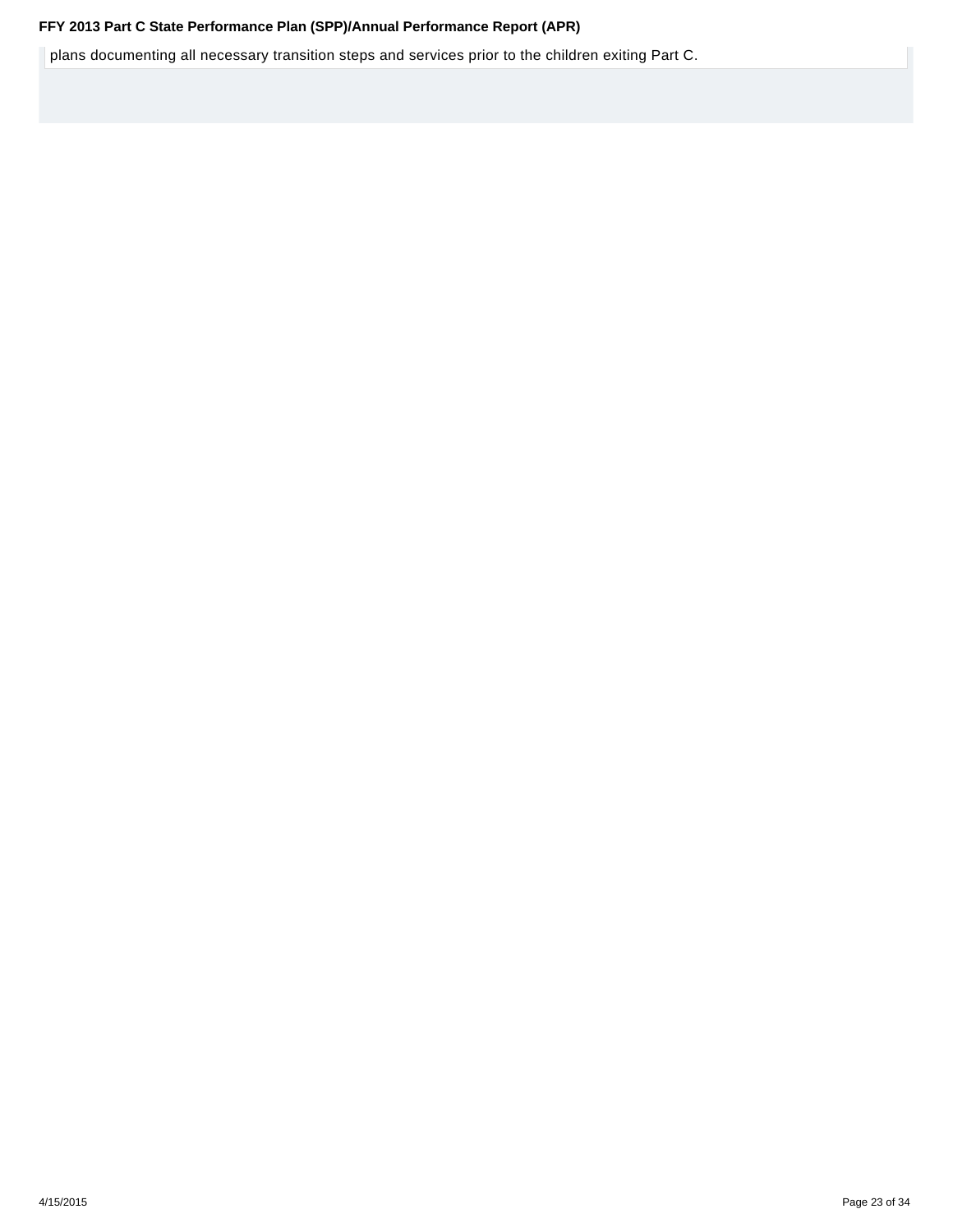plans documenting all necessary transition steps and services prior to the children exiting Part C.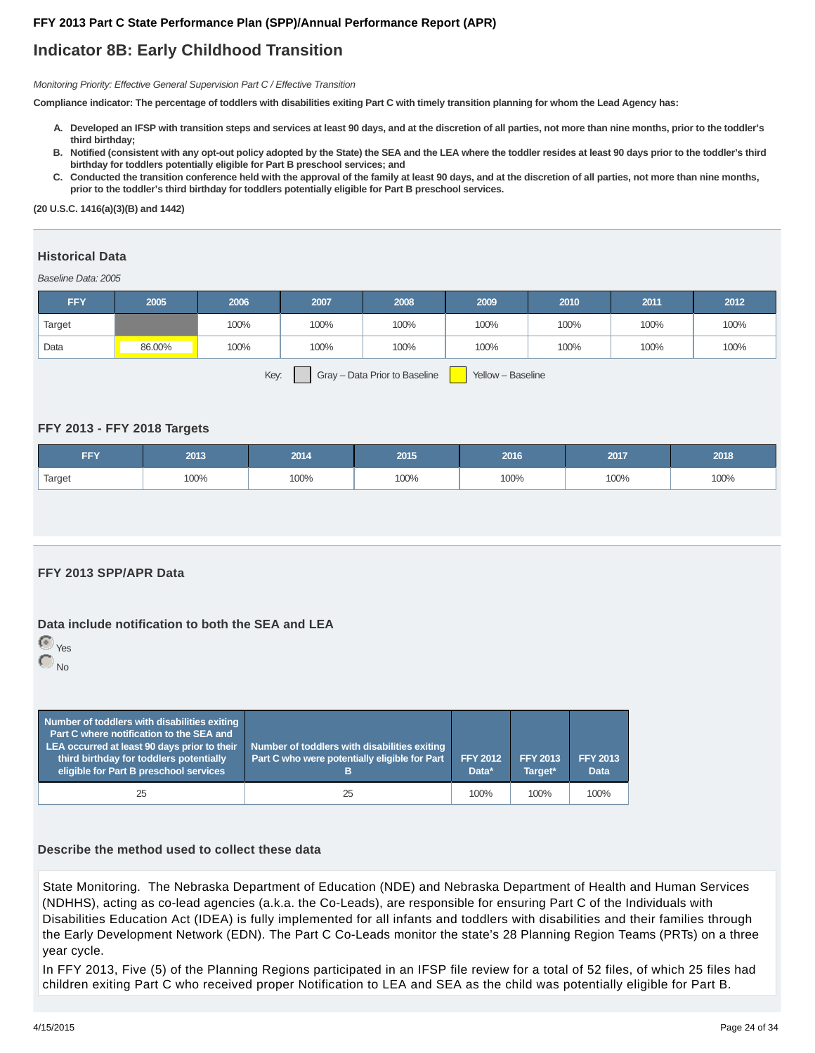**FFY 2013 Part C State Performance Plan (SPP)/Annual Performance Report (APR)**

# Indicator 8B: Early Childhood Transition

*Monitoring Priority: Effective General Supervision Part C / Effective Transition*

**Compliance indicator: The percentage of toddlers with disabilities exiting Part C with timely transition planning for whom the Lead Agency has:**

A. **Developed an IFSP with transition steps and services at least 90 days, and at the discretion of all parties, not more than nine months, prior to the toddler's third birthday;**
B. **Notified (consistent with any opt-out policy adopted by the State) the SEA and the LEA where the toddler resides at least 90 days prior to the toddler's third birthday for toddlers potentially eligible for Part B preschool services; and**
C. **Conducted the transition conference held with the approval of the family at least 90 days, and at the discretion of all parties, not more than nine months, prior to the toddler's third birthday for toddlers potentially eligible for Part B preschool services.**

**(20 U.S.C. 1416(a)(3)(B) and 1442)**

## Historical Data

*Baseline Data: 2005*

| FFY | 2005 | 2006 | 2007 | 2008 | 2009 | 2010 | 2011 | 2012 |
|---|---|---|---|---|---|---|---|---|
| Target | | 100% | 100% | 100% | 100% | 100% | 100% | 100% |
| Data | 86.00% | 100% | 100% | 100% | 100% | 100% | 100% | 100% |

Key: Gray – Data Prior to Baseline   Yellow – Baseline

## FFY 2013 - FFY 2018 Targets

| FFY | 2013 | 2014 | 2015 | 2016 | 2017 | 2018 |
|---|---|---|---|---|---|---|
| Target | 100% | 100% | 100% | 100% | 100% | 100% |

## FFY 2013 SPP/APR Data

### Data include notification to both the SEA and LEA

- (selected) Yes
- No

| Number of toddlers with disabilities exiting Part C where notification to the SEA and LEA occurred at least 90 days prior to their third birthday for toddlers potentially eligible for Part B preschool services | Number of toddlers with disabilities exiting Part C who were potentially eligible for Part B | FFY 2012 Data* | FFY 2013 Target* | FFY 2013 Data |
|---|---|---|---|---|
| 25 | 25 | 100% | 100% | 100% |

### Describe the method used to collect these data

State Monitoring. The Nebraska Department of Education (NDE) and Nebraska Department of Health and Human Services (NDHHS), acting as co-lead agencies (a.k.a. the Co-Leads), are responsible for ensuring Part C of the Individuals with Disabilities Education Act (IDEA) is fully implemented for all infants and toddlers with disabilities and their families through the Early Development Network (EDN). The Part C Co-Leads monitor the state's 28 Planning Region Teams (PRTs) on a three year cycle.

In FFY 2013, Five (5) of the Planning Regions participated in an IFSP file review for a total of 52 files, of which 25 files had children exiting Part C who received proper Notification to LEA and SEA as the child was potentially eligible for Part B.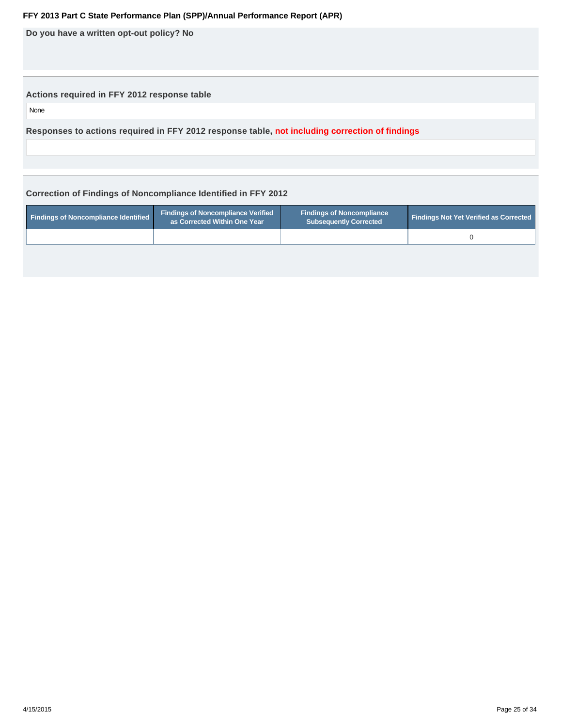**Do you have a written opt-out policy? No**

---

### Actions required in FFY 2012 response table

None

### Responses to actions required in FFY 2012 response table, not including correction of findings

---

### Correction of Findings of Noncompliance Identified in FFY 2012

| Findings of Noncompliance Identified | Findings of Noncompliance Verified as Corrected Within One Year | Findings of Noncompliance Subsequently Corrected | Findings Not Yet Verified as Corrected |
|---|---|---|---|
| | | | 0 |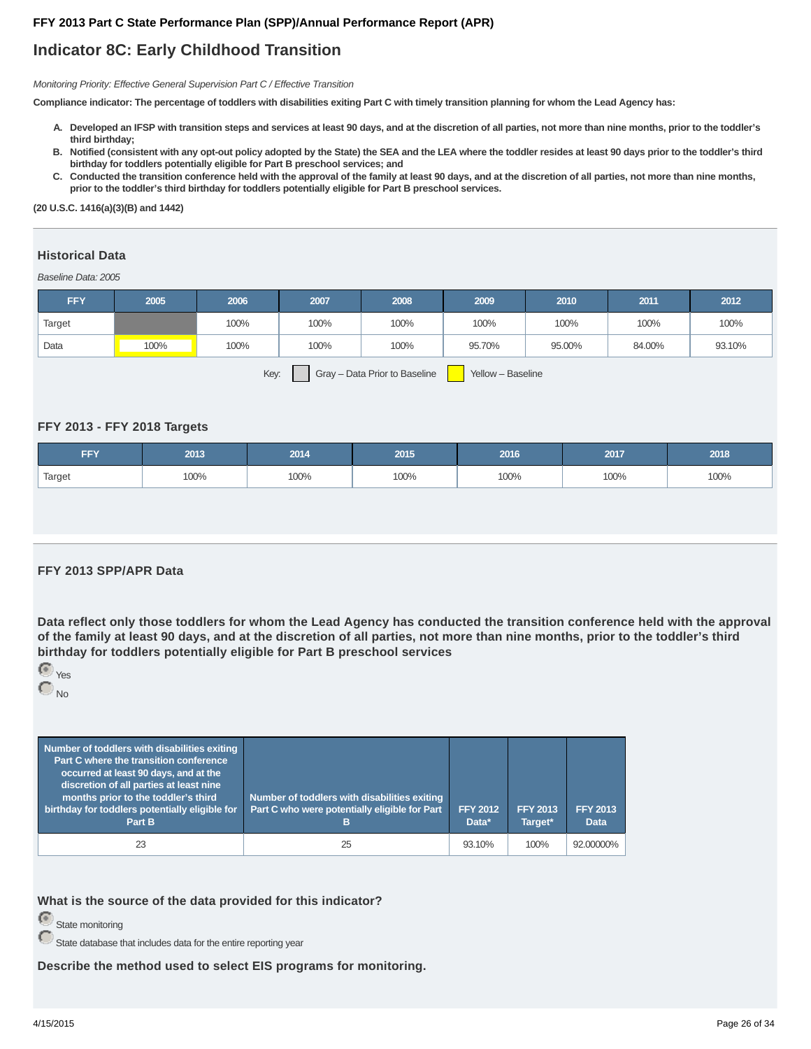## FFY 2013 Part C State Performance Plan (SPP)/Annual Performance Report (APR)

# Indicator 8C: Early Childhood Transition

*Monitoring Priority: Effective General Supervision Part C / Effective Transition*

**Compliance indicator: The percentage of toddlers with disabilities exiting Part C with timely transition planning for whom the Lead Agency has:**

A. **Developed an IFSP with transition steps and services at least 90 days, and at the discretion of all parties, not more than nine months, prior to the toddler's third birthday;**
B. **Notified (consistent with any opt-out policy adopted by the State) the SEA and the LEA where the toddler resides at least 90 days prior to the toddler's third birthday for toddlers potentially eligible for Part B preschool services; and**
C. **Conducted the transition conference held with the approval of the family at least 90 days, and at the discretion of all parties, not more than nine months, prior to the toddler's third birthday for toddlers potentially eligible for Part B preschool services.**

**(20 U.S.C. 1416(a)(3)(B) and 1442)**

### Historical Data

*Baseline Data: 2005*

| FFY | 2005 | 2006 | 2007 | 2008 | 2009 | 2010 | 2011 | 2012 |
|---|---|---|---|---|---|---|---|---|
| Target | | 100% | 100% | 100% | 100% | 100% | 100% | 100% |
| Data | 100% | 100% | 100% | 100% | 95.70% | 95.00% | 84.00% | 93.10% |

Key: Gray – Data Prior to Baseline; Yellow – Baseline

### FFY 2013 - FFY 2018 Targets

| FFY | 2013 | 2014 | 2015 | 2016 | 2017 | 2018 |
|---|---|---|---|---|---|---|
| Target | 100% | 100% | 100% | 100% | 100% | 100% |

### FFY 2013 SPP/APR Data

**Data reflect only those toddlers for whom the Lead Agency has conducted the transition conference held with the approval of the family at least 90 days, and at the discretion of all parties, not more than nine months, prior to the toddler's third birthday for toddlers potentially eligible for Part B preschool services**

- (selected) Yes
- No

| Number of toddlers with disabilities exiting Part C where the transition conference occurred at least 90 days, and at the discretion of all parties at least nine months prior to the toddler's third birthday for toddlers potentially eligible for Part B | Number of toddlers with disabilities exiting Part C who were potentially eligible for Part B | FFY 2012 Data* | FFY 2013 Target* | FFY 2013 Data |
|---|---|---|---|---|
| 23 | 25 | 93.10% | 100% | 92.00000% |

**What is the source of the data provided for this indicator?**

- (selected) State monitoring
- State database that includes data for the entire reporting year

**Describe the method used to select EIS programs for monitoring.**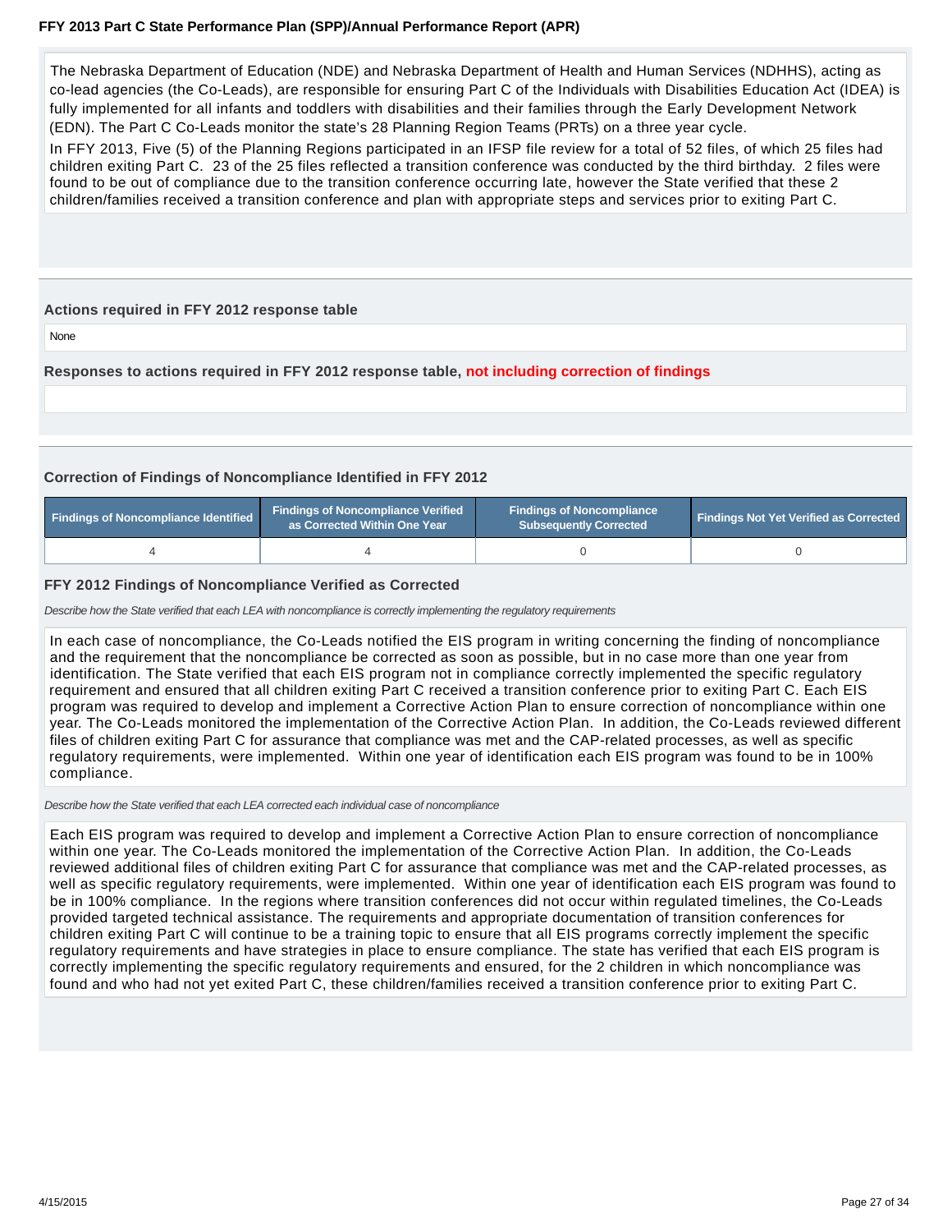The Nebraska Department of Education (NDE) and Nebraska Department of Health and Human Services (NDHHS), acting as co-lead agencies (the Co-Leads), are responsible for ensuring Part C of the Individuals with Disabilities Education Act (IDEA) is fully implemented for all infants and toddlers with disabilities and their families through the Early Development Network (EDN). The Part C Co-Leads monitor the state's 28 Planning Region Teams (PRTs) on a three year cycle.

In FFY 2013, Five (5) of the Planning Regions participated in an IFSP file review for a total of 52 files, of which 25 files had children exiting Part C. 23 of the 25 files reflected a transition conference was conducted by the third birthday. 2 files were found to be out of compliance due to the transition conference occurring late, however the State verified that these 2 children/families received a transition conference and plan with appropriate steps and services prior to exiting Part C.

### Actions required in FFY 2012 response table

None

### Responses to actions required in FFY 2012 response table, not including correction of findings

### Correction of Findings of Noncompliance Identified in FFY 2012

| Findings of Noncompliance Identified | Findings of Noncompliance Verified as Corrected Within One Year | Findings of Noncompliance Subsequently Corrected | Findings Not Yet Verified as Corrected |
|---|---|---|---|
| 4 | 4 | 0 | 0 |

### FFY 2012 Findings of Noncompliance Verified as Corrected

*Describe how the State verified that each LEA with noncompliance is correctly implementing the regulatory requirements*

In each case of noncompliance, the Co-Leads notified the EIS program in writing concerning the finding of noncompliance and the requirement that the noncompliance be corrected as soon as possible, but in no case more than one year from identification. The State verified that each EIS program not in compliance correctly implemented the specific regulatory requirement and ensured that all children exiting Part C received a transition conference prior to exiting Part C. Each EIS program was required to develop and implement a Corrective Action Plan to ensure correction of noncompliance within one year. The Co-Leads monitored the implementation of the Corrective Action Plan. In addition, the Co-Leads reviewed different files of children exiting Part C for assurance that compliance was met and the CAP-related processes, as well as specific regulatory requirements, were implemented. Within one year of identification each EIS program was found to be in 100% compliance.

*Describe how the State verified that each LEA corrected each individual case of noncompliance*

Each EIS program was required to develop and implement a Corrective Action Plan to ensure correction of noncompliance within one year. The Co-Leads monitored the implementation of the Corrective Action Plan. In addition, the Co-Leads reviewed additional files of children exiting Part C for assurance that compliance was met and the CAP-related processes, as well as specific regulatory requirements, were implemented. Within one year of identification each EIS program was found to be in 100% compliance. In the regions where transition conferences did not occur within regulated timelines, the Co-Leads provided targeted technical assistance. The requirements and appropriate documentation of transition conferences for children exiting Part C will continue to be a training topic to ensure that all EIS programs correctly implement the specific regulatory requirements and have strategies in place to ensure compliance. The state has verified that each EIS program is correctly implementing the specific regulatory requirements and ensured, for the 2 children in which noncompliance was found and who had not yet exited Part C, these children/families received a transition conference prior to exiting Part C.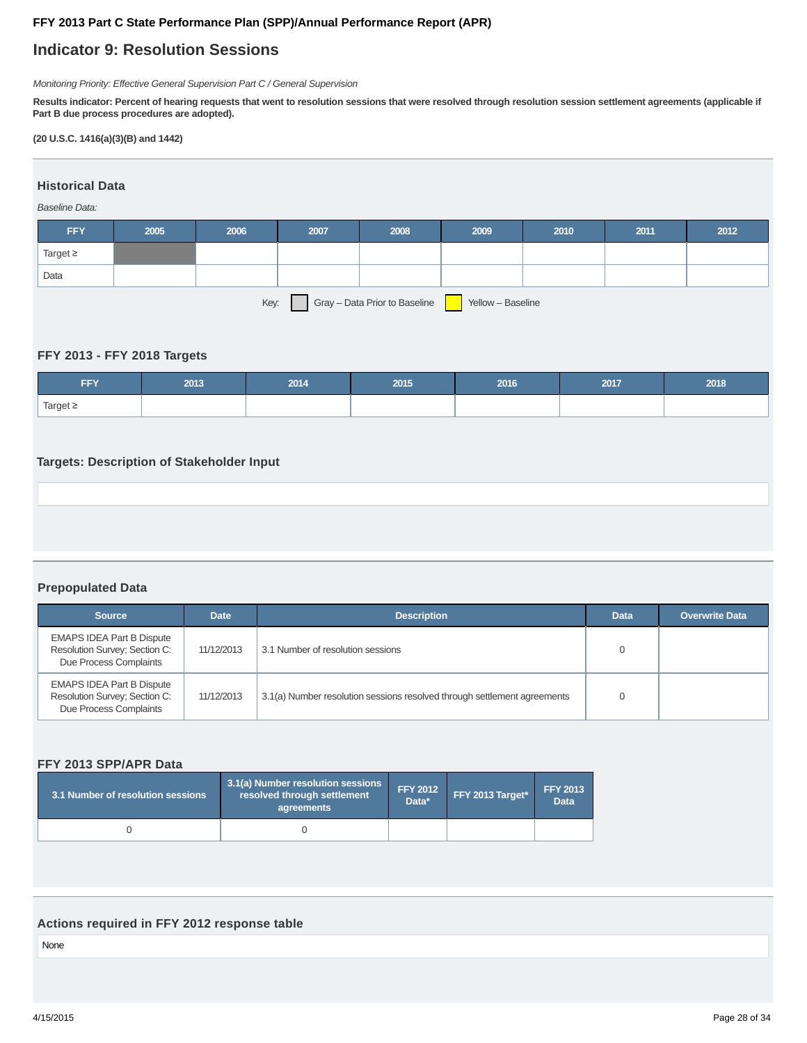FFY 2013 Part C State Performance Plan (SPP)/Annual Performance Report (APR)

# Indicator 9: Resolution Sessions

*Monitoring Priority: Effective General Supervision Part C / General Supervision*

**Results indicator: Percent of hearing requests that went to resolution sessions that were resolved through resolution session settlement agreements (applicable if Part B due process procedures are adopted).**

**(20 U.S.C. 1416(a)(3)(B) and 1442)**

## Historical Data

*Baseline Data:*

| FFY | 2005 | 2006 | 2007 | 2008 | 2009 | 2010 | 2011 | 2012 |
|---|---|---|---|---|---|---|---|---|
| Target ≥ | | | | | | | | |
| Data | | | | | | | | |

Key: Gray – Data Prior to Baseline; Yellow – Baseline

## FFY 2013 - FFY 2018 Targets

| FFY | 2013 | 2014 | 2015 | 2016 | 2017 | 2018 |
|---|---|---|---|---|---|---|
| Target ≥ | | | | | | |

## Targets: Description of Stakeholder Input

## Prepopulated Data

| Source | Date | Description | Data | Overwrite Data |
|---|---|---|---|---|
| EMAPS IDEA Part B Dispute Resolution Survey; Section C: Due Process Complaints | 11/12/2013 | 3.1 Number of resolution sessions | 0 | |
| EMAPS IDEA Part B Dispute Resolution Survey; Section C: Due Process Complaints | 11/12/2013 | 3.1(a) Number resolution sessions resolved through settlement agreements | 0 | |

## FFY 2013 SPP/APR Data

| 3.1 Number of resolution sessions | 3.1(a) Number resolution sessions resolved through settlement agreements | FFY 2012 Data* | FFY 2013 Target* | FFY 2013 Data |
|---|---|---|---|---|
| 0 | 0 | | | |

## Actions required in FFY 2012 response table

None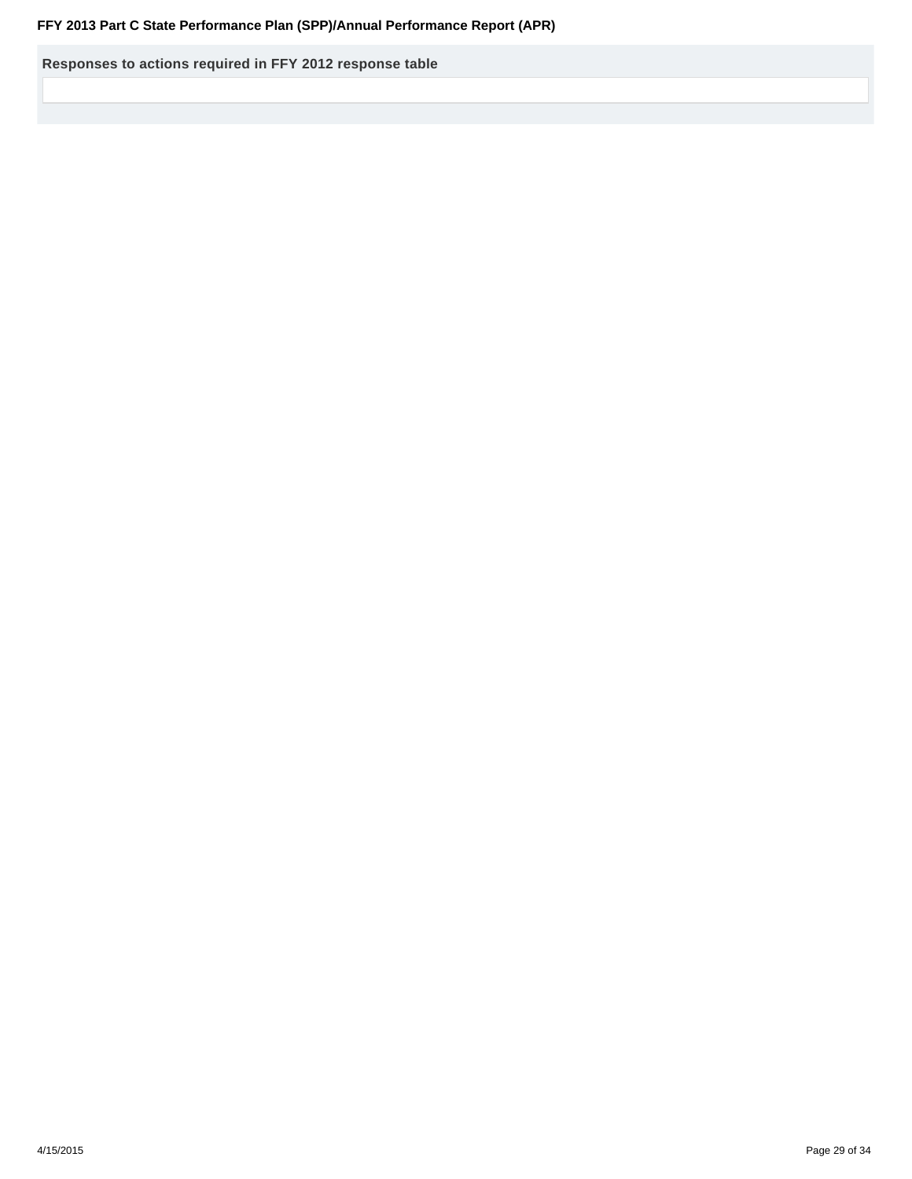**Responses to actions required in FFY 2012 response table**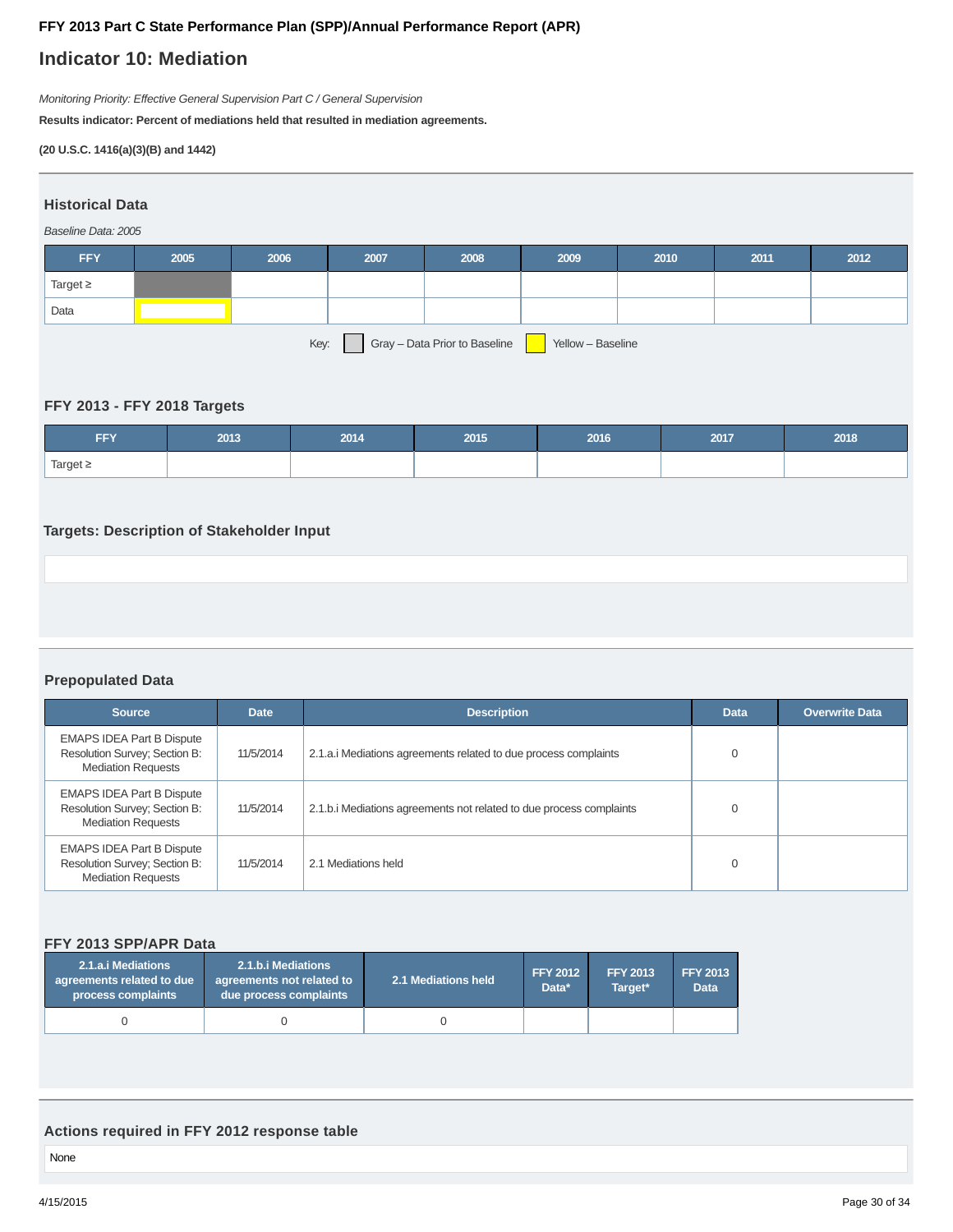**FFY 2013 Part C State Performance Plan (SPP)/Annual Performance Report (APR)**

# Indicator 10: Mediation

*Monitoring Priority: Effective General Supervision Part C / General Supervision*

**Results indicator: Percent of mediations held that resulted in mediation agreements.**

**(20 U.S.C. 1416(a)(3)(B) and 1442)**

## Historical Data

*Baseline Data: 2005*

| FFY | 2005 | 2006 | 2007 | 2008 | 2009 | 2010 | 2011 | 2012 |
|---|---|---|---|---|---|---|---|---|
| Target ≥ | | | | | | | | |
| Data | | | | | | | | |

Key: Gray – Data Prior to Baseline | Yellow – Baseline

## FFY 2013 - FFY 2018 Targets

| FFY | 2013 | 2014 | 2015 | 2016 | 2017 | 2018 |
|---|---|---|---|---|---|---|
| Target ≥ | | | | | | |

## Targets: Description of Stakeholder Input

## Prepopulated Data

| Source | Date | Description | Data | Overwrite Data |
|---|---|---|---|---|
| EMAPS IDEA Part B Dispute Resolution Survey; Section B: Mediation Requests | 11/5/2014 | 2.1.a.i Mediations agreements related to due process complaints | 0 | |
| EMAPS IDEA Part B Dispute Resolution Survey; Section B: Mediation Requests | 11/5/2014 | 2.1.b.i Mediations agreements not related to due process complaints | 0 | |
| EMAPS IDEA Part B Dispute Resolution Survey; Section B: Mediation Requests | 11/5/2014 | 2.1 Mediations held | 0 | |

## FFY 2013 SPP/APR Data

| 2.1.a.i Mediations agreements related to due process complaints | 2.1.b.i Mediations agreements not related to due process complaints | 2.1 Mediations held | FFY 2012 Data* | FFY 2013 Target* | FFY 2013 Data |
|---|---|---|---|---|---|
| 0 | 0 | 0 | | | |

## Actions required in FFY 2012 response table

None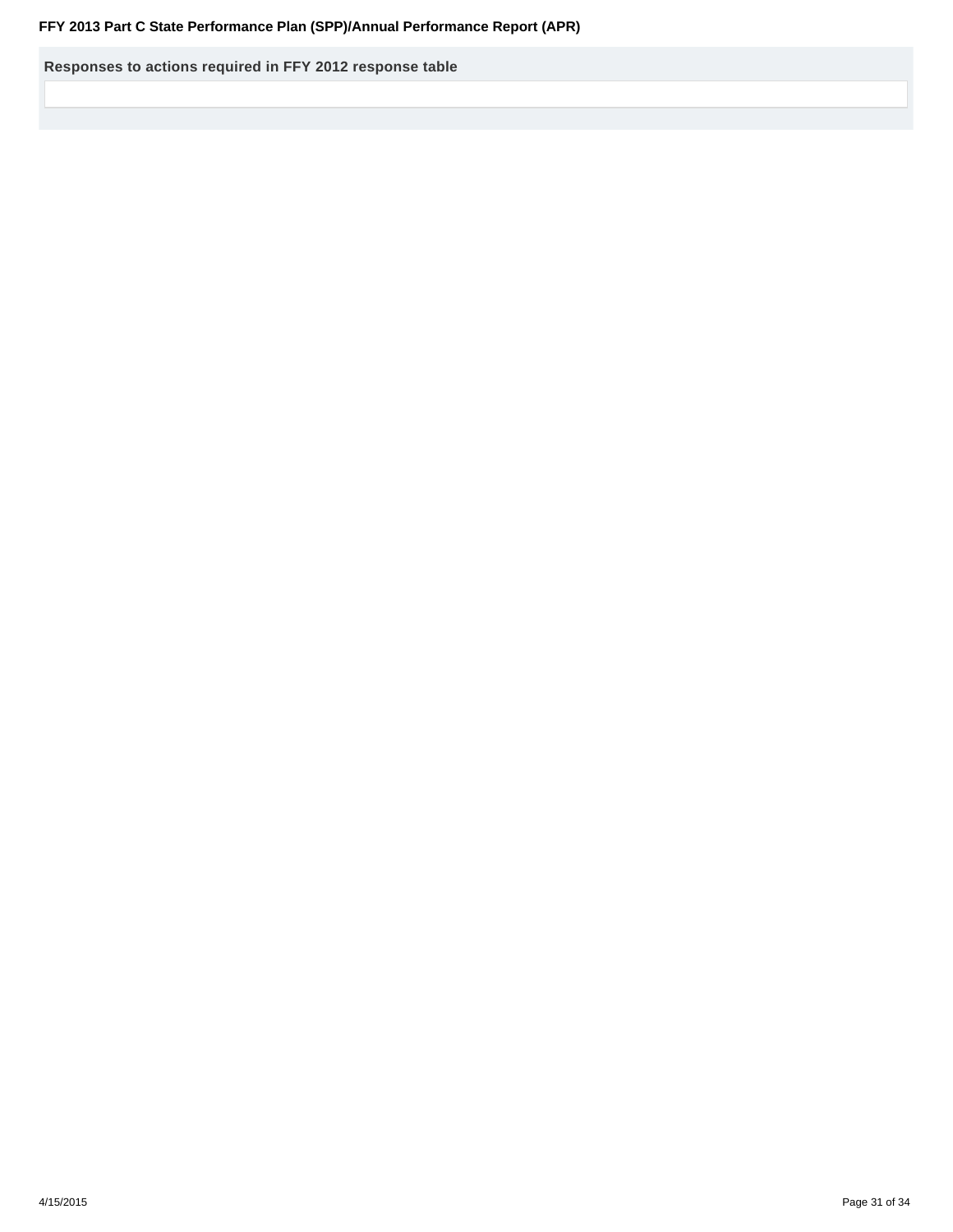**Responses to actions required in FFY 2012 response table**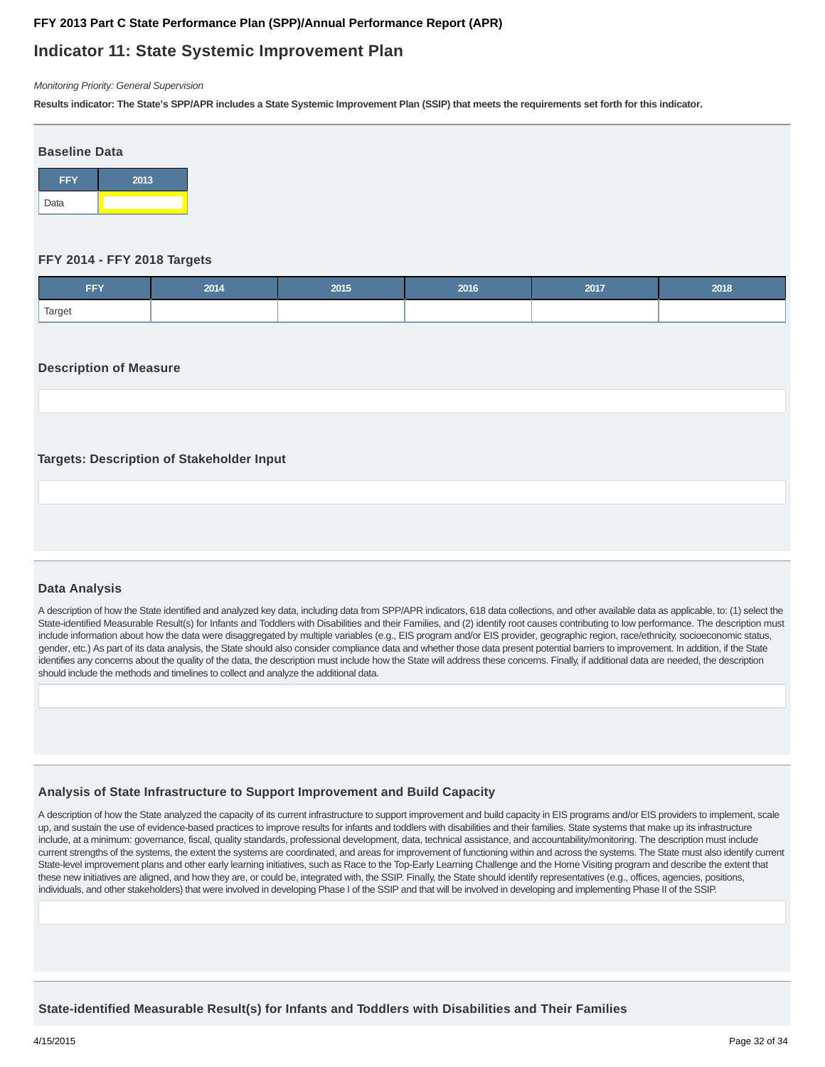**FFY 2013 Part C State Performance Plan (SPP)/Annual Performance Report (APR)**

# Indicator 11: State Systemic Improvement Plan

*Monitoring Priority: General Supervision*

**Results indicator: The State's SPP/APR includes a State Systemic Improvement Plan (SSIP) that meets the requirements set forth for this indicator.**

### Baseline Data

| FFY | 2013 |
|---|---|
| Data | |

### FFY 2014 - FFY 2018 Targets

| FFY | 2014 | 2015 | 2016 | 2017 | 2018 |
|---|---|---|---|---|---|
| Target | | | | | |

### Description of Measure

### Targets: Description of Stakeholder Input

### Data Analysis

A description of how the State identified and analyzed key data, including data from SPP/APR indicators, 618 data collections, and other available data as applicable, to: (1) select the State-identified Measurable Result(s) for Infants and Toddlers with Disabilities and their Families, and (2) identify root causes contributing to low performance. The description must include information about how the data were disaggregated by multiple variables (e.g., EIS program and/or EIS provider, geographic region, race/ethnicity, socioeconomic status, gender, etc.) As part of its data analysis, the State should also consider compliance data and whether those data present potential barriers to improvement. In addition, if the State identifies any concerns about the quality of the data, the description must include how the State will address these concerns. Finally, if additional data are needed, the description should include the methods and timelines to collect and analyze the additional data.

### Analysis of State Infrastructure to Support Improvement and Build Capacity

A description of how the State analyzed the capacity of its current infrastructure to support improvement and build capacity in EIS programs and/or EIS providers to implement, scale up, and sustain the use of evidence-based practices to improve results for infants and toddlers with disabilities and their families. State systems that make up its infrastructure include, at a minimum: governance, fiscal, quality standards, professional development, data, technical assistance, and accountability/monitoring. The description must include current strengths of the systems, the extent the systems are coordinated, and areas for improvement of functioning within and across the systems. The State must also identify current State-level improvement plans and other early learning initiatives, such as Race to the Top-Early Learning Challenge and the Home Visiting program and describe the extent that these new initiatives are aligned, and how they are, or could be, integrated with, the SSIP. Finally, the State should identify representatives (e.g., offices, agencies, positions, individuals, and other stakeholders) that were involved in developing Phase I of the SSIP and that will be involved in developing and implementing Phase II of the SSIP.

### State-identified Measurable Result(s) for Infants and Toddlers with Disabilities and Their Families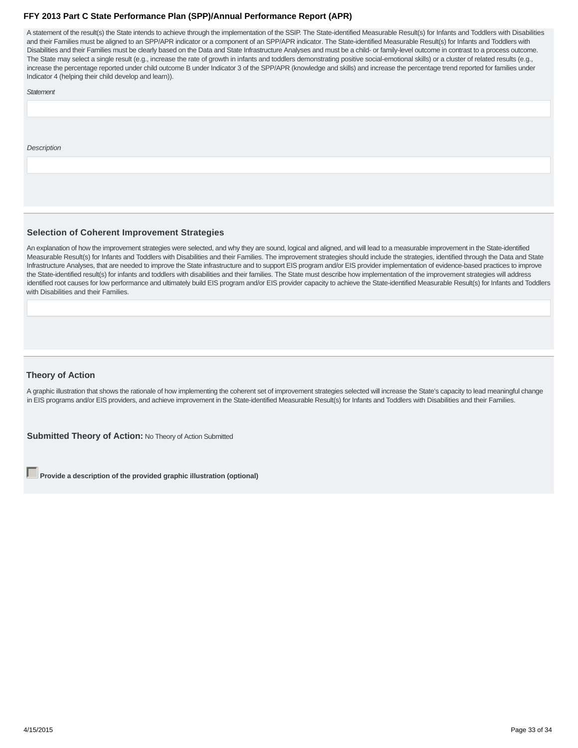A statement of the result(s) the State intends to achieve through the implementation of the SSIP. The State-identified Measurable Result(s) for Infants and Toddlers with Disabilities and their Families must be aligned to an SPP/APR indicator or a component of an SPP/APR indicator. The State-identified Measurable Result(s) for Infants and Toddlers with Disabilities and their Families must be clearly based on the Data and State Infrastructure Analyses and must be a child- or family-level outcome in contrast to a process outcome. The State may select a single result (e.g., increase the rate of growth in infants and toddlers demonstrating positive social-emotional skills) or a cluster of related results (e.g., increase the percentage reported under child outcome B under Indicator 3 of the SPP/APR (knowledge and skills) and increase the percentage trend reported for families under Indicator 4 (helping their child develop and learn)).

*Statement*

*Description*

### Selection of Coherent Improvement Strategies

An explanation of how the improvement strategies were selected, and why they are sound, logical and aligned, and will lead to a measurable improvement in the State-identified Measurable Result(s) for Infants and Toddlers with Disabilities and their Families. The improvement strategies should include the strategies, identified through the Data and State Infrastructure Analyses, that are needed to improve the State infrastructure and to support EIS program and/or EIS provider implementation of evidence-based practices to improve the State-identified result(s) for infants and toddlers with disabilities and their families. The State must describe how implementation of the improvement strategies will address identified root causes for low performance and ultimately build EIS program and/or EIS provider capacity to achieve the State-identified Measurable Result(s) for Infants and Toddlers with Disabilities and their Families.

### Theory of Action

A graphic illustration that shows the rationale of how implementing the coherent set of improvement strategies selected will increase the State's capacity to lead meaningful change in EIS programs and/or EIS providers, and achieve improvement in the State-identified Measurable Result(s) for Infants and Toddlers with Disabilities and their Families.

**Submitted Theory of Action:** No Theory of Action Submitted

☐ **Provide a description of the provided graphic illustration (optional)**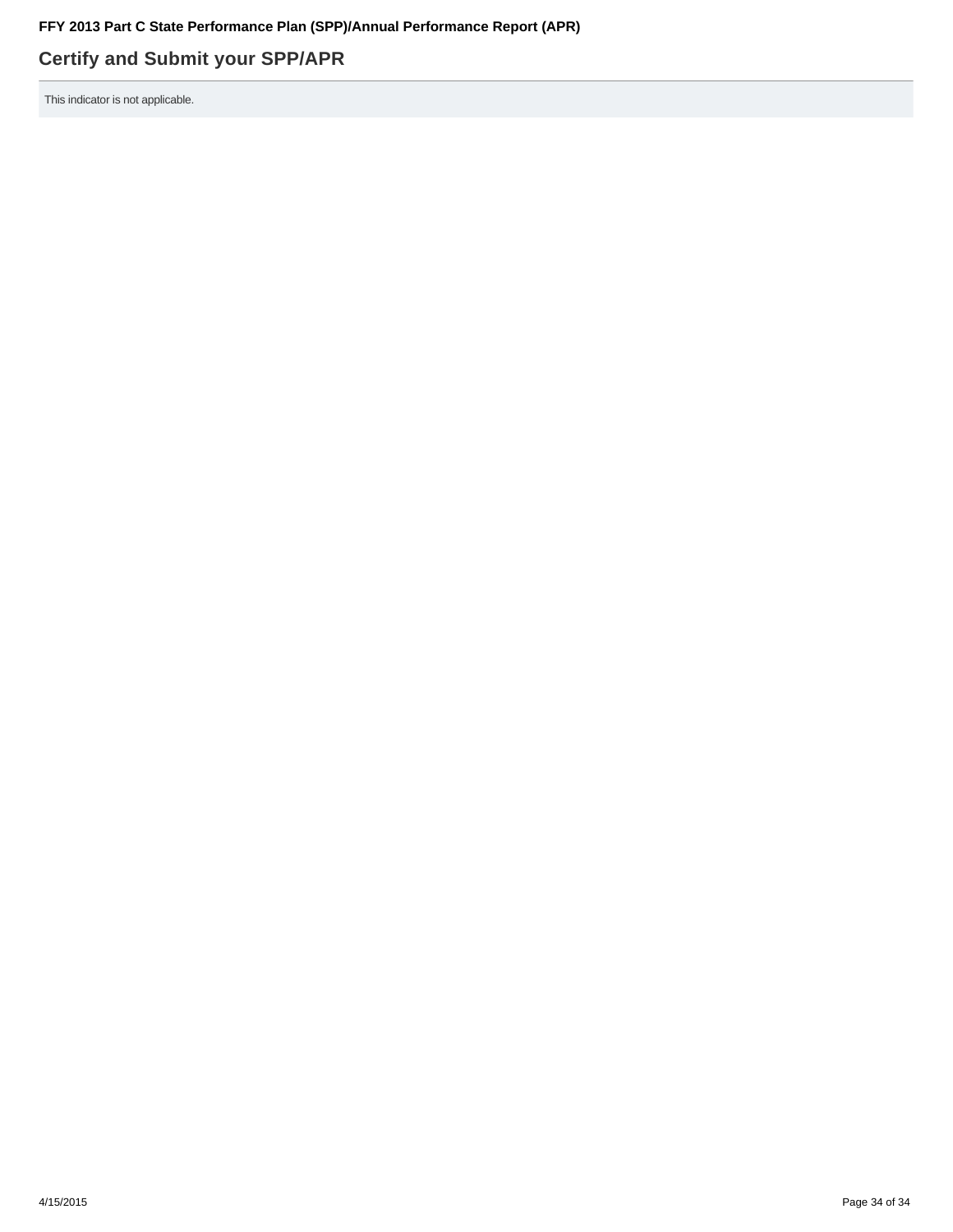## Certify and Submit your SPP/APR

This indicator is not applicable.